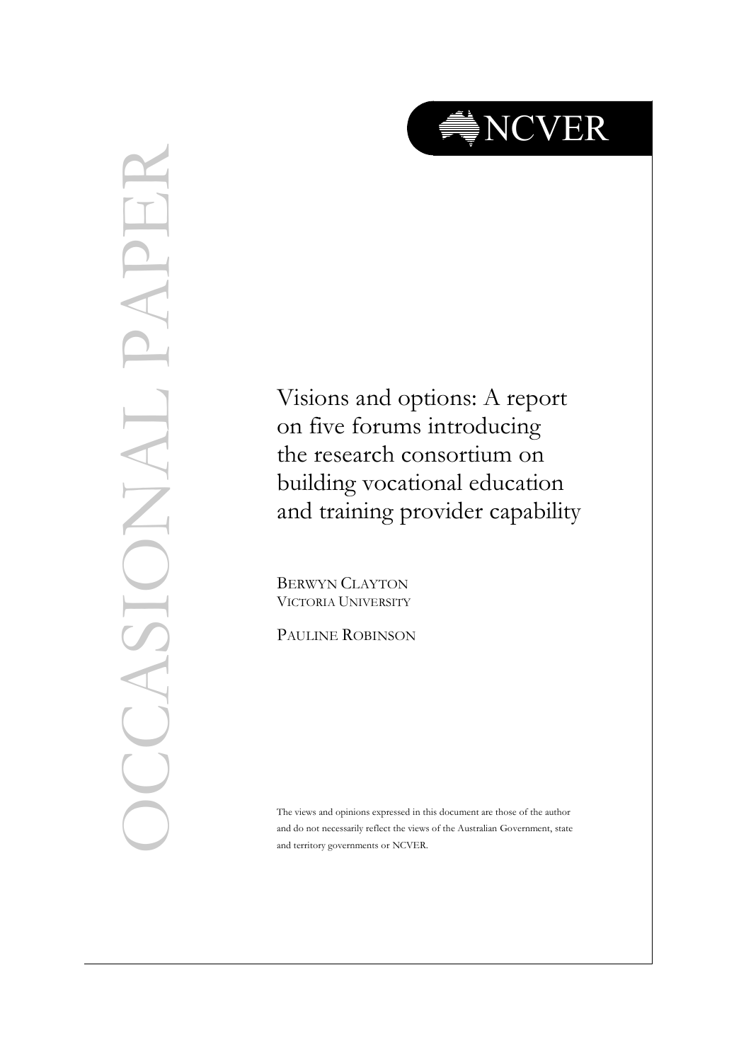OCCASIONAL PAPER

NCVER

# Visions and options: A report on five forums introducing the research consortium on building vocational education and training provider capability

BERWYN CLAYTON
VICTORIA UNIVERSITY

PAULINE ROBINSON

The views and opinions expressed in this document are those of the author and do not necessarily reflect the views of the Australian Government, state and territory governments or NCVER.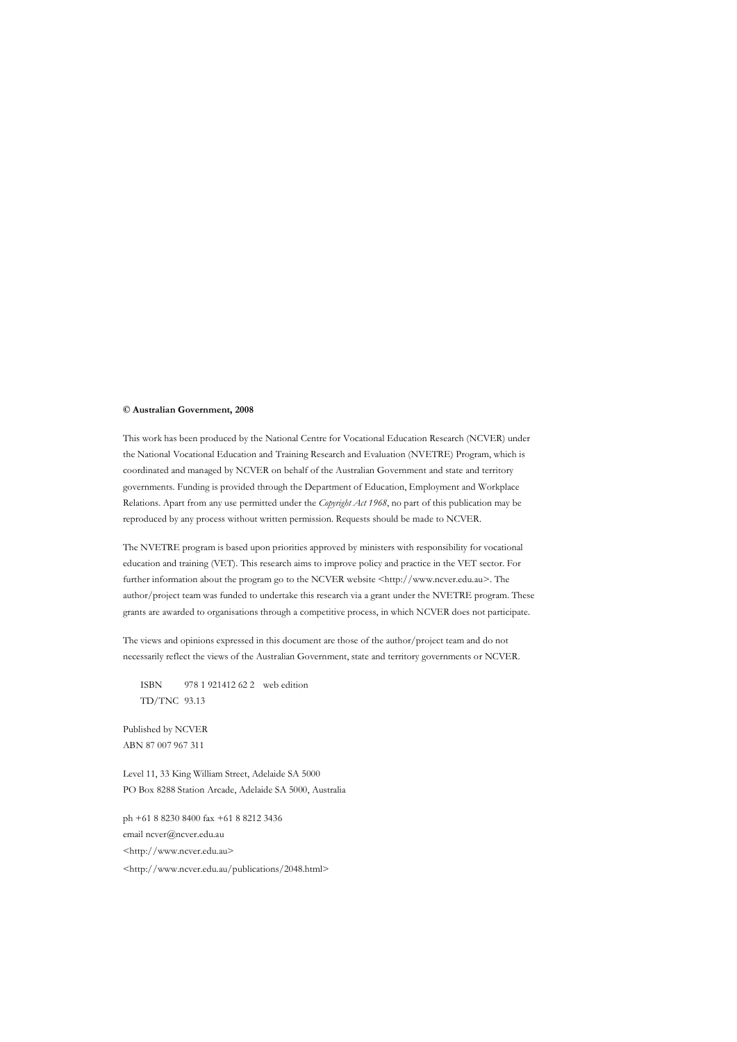**© Australian Government, 2008**

This work has been produced by the National Centre for Vocational Education Research (NCVER) under the National Vocational Education and Training Research and Evaluation (NVETRE) Program, which is coordinated and managed by NCVER on behalf of the Australian Government and state and territory governments. Funding is provided through the Department of Education, Employment and Workplace Relations. Apart from any use permitted under the *Copyright Act 1968*, no part of this publication may be reproduced by any process without written permission. Requests should be made to NCVER.

The NVETRE program is based upon priorities approved by ministers with responsibility for vocational education and training (VET). This research aims to improve policy and practice in the VET sector. For further information about the program go to the NCVER website <http://www.ncver.edu.au>. The author/project team was funded to undertake this research via a grant under the NVETRE program. These grants are awarded to organisations through a competitive process, in which NCVER does not participate.

The views and opinions expressed in this document are those of the author/project team and do not necessarily reflect the views of the Australian Government, state and territory governments or NCVER.

ISBN 978 1 921412 62 2 web edition
TD/TNC 93.13

Published by NCVER
ABN 87 007 967 311

Level 11, 33 King William Street, Adelaide SA 5000
PO Box 8288 Station Arcade, Adelaide SA 5000, Australia

ph +61 8 8230 8400 fax +61 8 8212 3436
email ncver@ncver.edu.au
<http://www.ncver.edu.au>
<http://www.ncver.edu.au/publications/2048.html>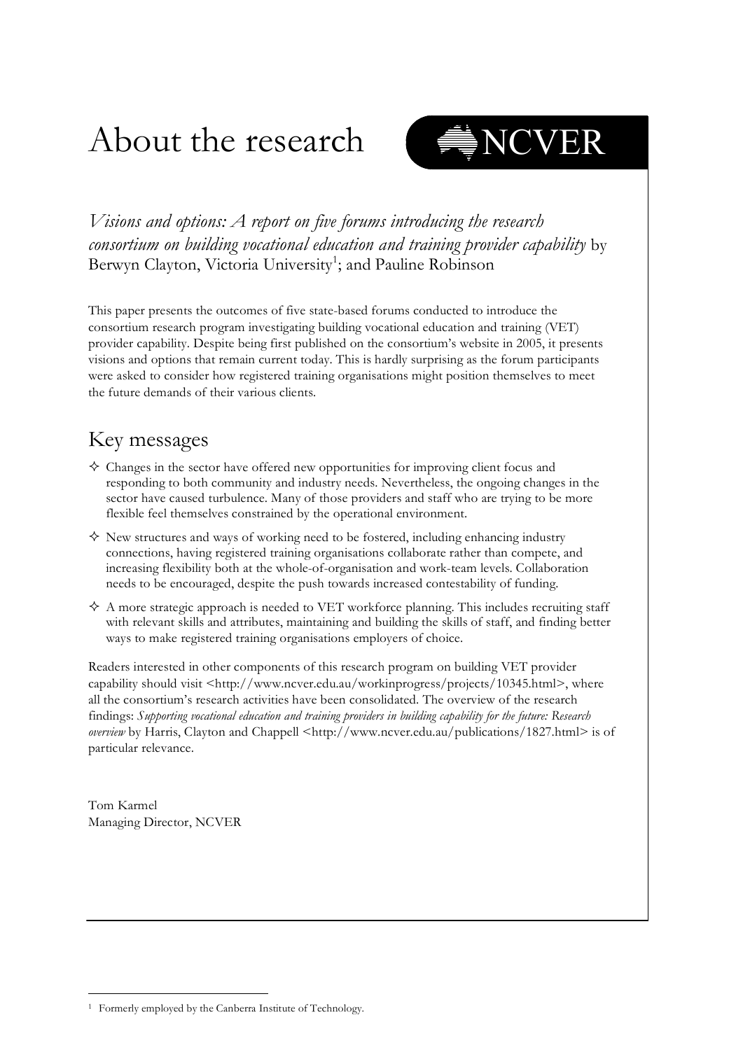# About the research

NCVER

*Visions and options: A report on five forums introducing the research consortium on building vocational education and training provider capability* by Berwyn Clayton, Victoria University[1]; and Pauline Robinson

This paper presents the outcomes of five state-based forums conducted to introduce the consortium research program investigating building vocational education and training (VET) provider capability. Despite being first published on the consortium's website in 2005, it presents visions and options that remain current today. This is hardly surprising as the forum participants were asked to consider how registered training organisations might position themselves to meet the future demands of their various clients.

## Key messages

- Changes in the sector have offered new opportunities for improving client focus and responding to both community and industry needs. Nevertheless, the ongoing changes in the sector have caused turbulence. Many of those providers and staff who are trying to be more flexible feel themselves constrained by the operational environment.
- New structures and ways of working need to be fostered, including enhancing industry connections, having registered training organisations collaborate rather than compete, and increasing flexibility both at the whole-of-organisation and work-team levels. Collaboration needs to be encouraged, despite the push towards increased contestability of funding.
- A more strategic approach is needed to VET workforce planning. This includes recruiting staff with relevant skills and attributes, maintaining and building the skills of staff, and finding better ways to make registered training organisations employers of choice.

Readers interested in other components of this research program on building VET provider capability should visit <http://www.ncver.edu.au/workinprogress/projects/10345.html>, where all the consortium's research activities have been consolidated. The overview of the research findings: *Supporting vocational education and training providers in building capability for the future: Research overview* by Harris, Clayton and Chappell <http://www.ncver.edu.au/publications/1827.html> is of particular relevance.

Tom Karmel
Managing Director, NCVER

[1] Formerly employed by the Canberra Institute of Technology.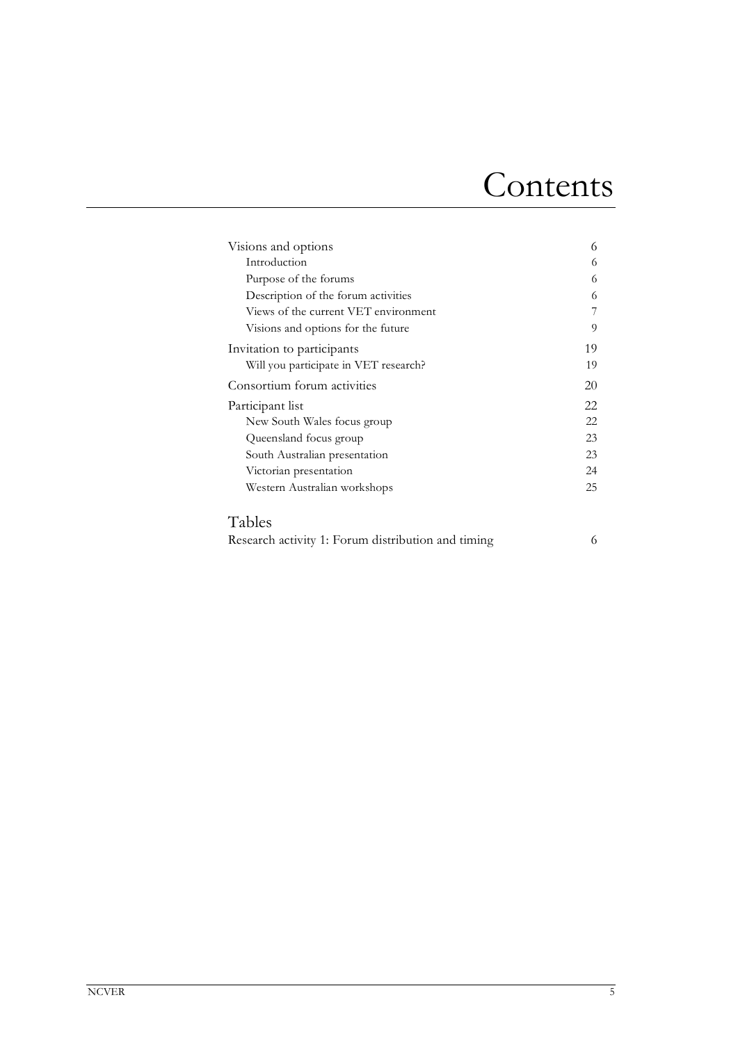# Contents

| | |
|---|---|
| Visions and options | 6 |
| Introduction | 6 |
| Purpose of the forums | 6 |
| Description of the forum activities | 6 |
| Views of the current VET environment | 7 |
| Visions and options for the future | 9 |
| Invitation to participants | 19 |
| Will you participate in VET research? | 19 |
| Consortium forum activities | 20 |
| Participant list | 22 |
| New South Wales focus group | 22 |
| Queensland focus group | 23 |
| South Australian presentation | 23 |
| Victorian presentation | 24 |
| Western Australian workshops | 25 |

## Tables

| | |
|---|---|
| Research activity 1: Forum distribution and timing | 6 |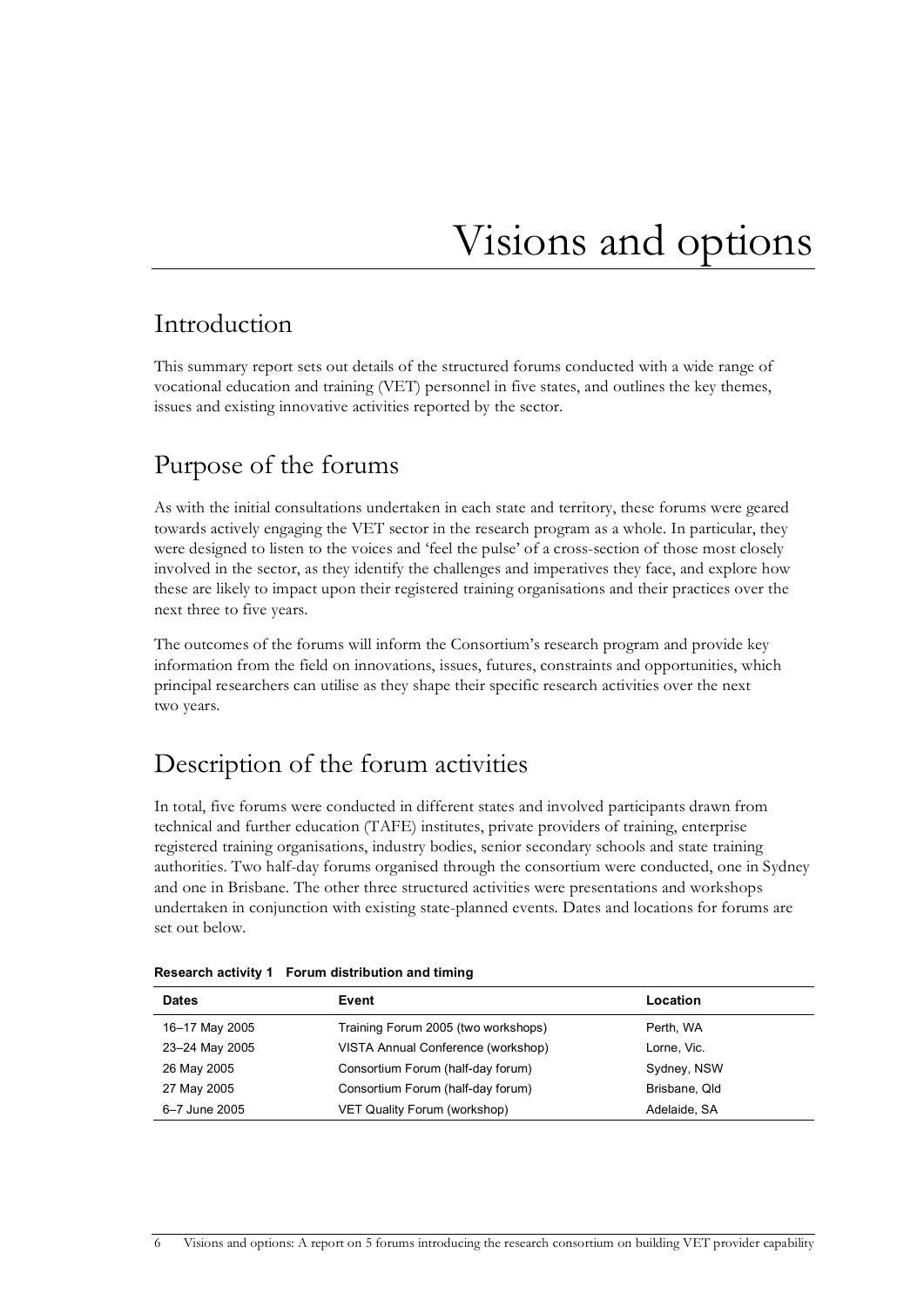# Visions and options

## Introduction

This summary report sets out details of the structured forums conducted with a wide range of vocational education and training (VET) personnel in five states, and outlines the key themes, issues and existing innovative activities reported by the sector.

## Purpose of the forums

As with the initial consultations undertaken in each state and territory, these forums were geared towards actively engaging the VET sector in the research program as a whole. In particular, they were designed to listen to the voices and 'feel the pulse' of a cross-section of those most closely involved in the sector, as they identify the challenges and imperatives they face, and explore how these are likely to impact upon their registered training organisations and their practices over the next three to five years.

The outcomes of the forums will inform the Consortium's research program and provide key information from the field on innovations, issues, futures, constraints and opportunities, which principal researchers can utilise as they shape their specific research activities over the next two years.

## Description of the forum activities

In total, five forums were conducted in different states and involved participants drawn from technical and further education (TAFE) institutes, private providers of training, enterprise registered training organisations, industry bodies, senior secondary schools and state training authorities. Two half-day forums organised through the consortium were conducted, one in Sydney and one in Brisbane. The other three structured activities were presentations and workshops undertaken in conjunction with existing state-planned events. Dates and locations for forums are set out below.

**Research activity 1 Forum distribution and timing**

| Dates | Event | Location |
|---|---|---|
| 16–17 May 2005 | Training Forum 2005 (two workshops) | Perth, WA |
| 23–24 May 2005 | VISTA Annual Conference (workshop) | Lorne, Vic. |
| 26 May 2005 | Consortium Forum (half-day forum) | Sydney, NSW |
| 27 May 2005 | Consortium Forum (half-day forum) | Brisbane, Qld |
| 6–7 June 2005 | VET Quality Forum (workshop) | Adelaide, SA |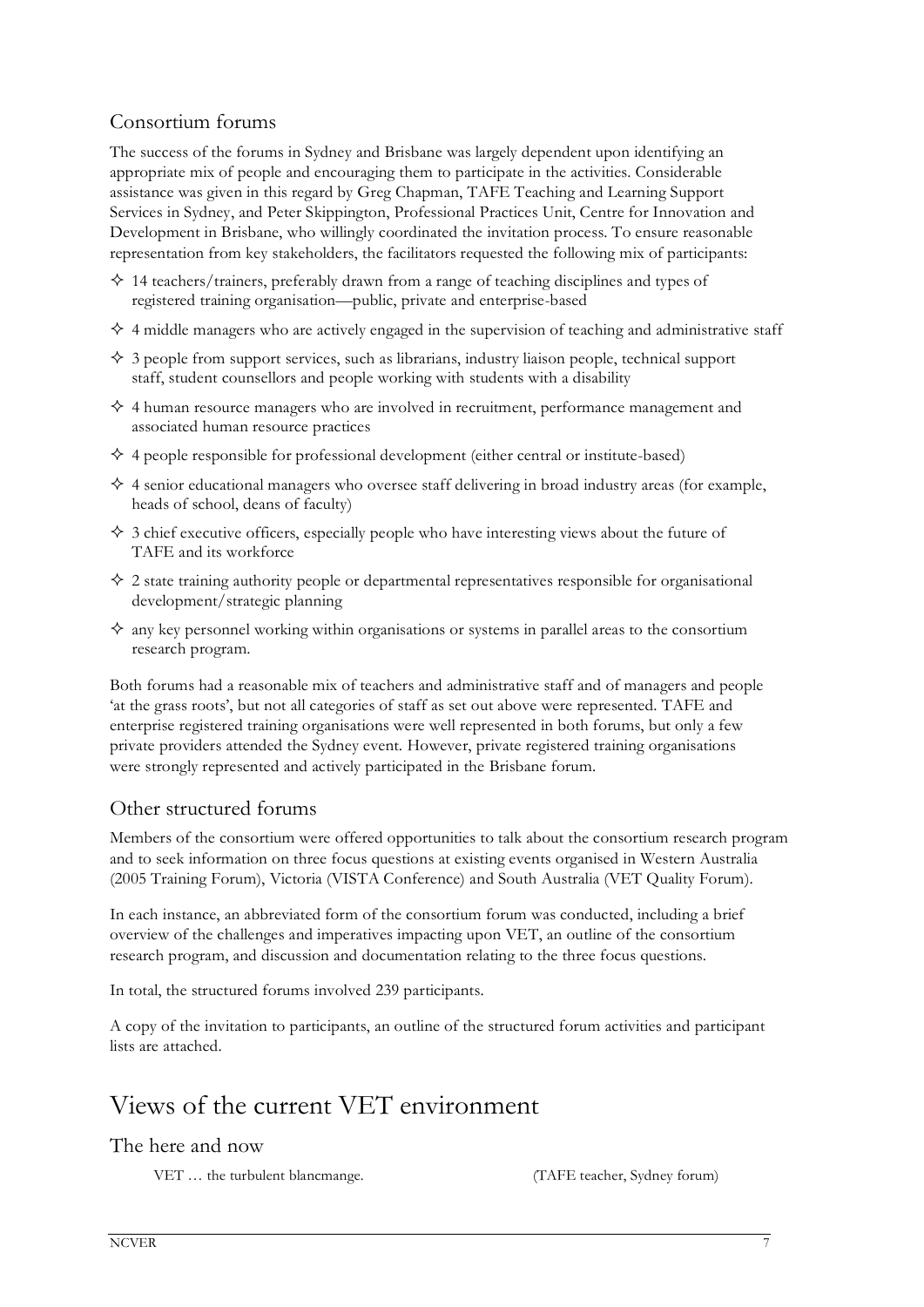## Consortium forums

The success of the forums in Sydney and Brisbane was largely dependent upon identifying an appropriate mix of people and encouraging them to participate in the activities. Considerable assistance was given in this regard by Greg Chapman, TAFE Teaching and Learning Support Services in Sydney, and Peter Skippington, Professional Practices Unit, Centre for Innovation and Development in Brisbane, who willingly coordinated the invitation process. To ensure reasonable representation from key stakeholders, the facilitators requested the following mix of participants:

- 14 teachers/trainers, preferably drawn from a range of teaching disciplines and types of registered training organisation—public, private and enterprise-based
- 4 middle managers who are actively engaged in the supervision of teaching and administrative staff
- 3 people from support services, such as librarians, industry liaison people, technical support staff, student counsellors and people working with students with a disability
- 4 human resource managers who are involved in recruitment, performance management and associated human resource practices
- 4 people responsible for professional development (either central or institute-based)
- 4 senior educational managers who oversee staff delivering in broad industry areas (for example, heads of school, deans of faculty)
- 3 chief executive officers, especially people who have interesting views about the future of TAFE and its workforce
- 2 state training authority people or departmental representatives responsible for organisational development/strategic planning
- any key personnel working within organisations or systems in parallel areas to the consortium research program.

Both forums had a reasonable mix of teachers and administrative staff and of managers and people 'at the grass roots', but not all categories of staff as set out above were represented. TAFE and enterprise registered training organisations were well represented in both forums, but only a few private providers attended the Sydney event. However, private registered training organisations were strongly represented and actively participated in the Brisbane forum.

## Other structured forums

Members of the consortium were offered opportunities to talk about the consortium research program and to seek information on three focus questions at existing events organised in Western Australia (2005 Training Forum), Victoria (VISTA Conference) and South Australia (VET Quality Forum).

In each instance, an abbreviated form of the consortium forum was conducted, including a brief overview of the challenges and imperatives impacting upon VET, an outline of the consortium research program, and discussion and documentation relating to the three focus questions.

In total, the structured forums involved 239 participants.

A copy of the invitation to participants, an outline of the structured forum activities and participant lists are attached.

# Views of the current VET environment

## The here and now

> VET … the turbulent blancmange. (TAFE teacher, Sydney forum)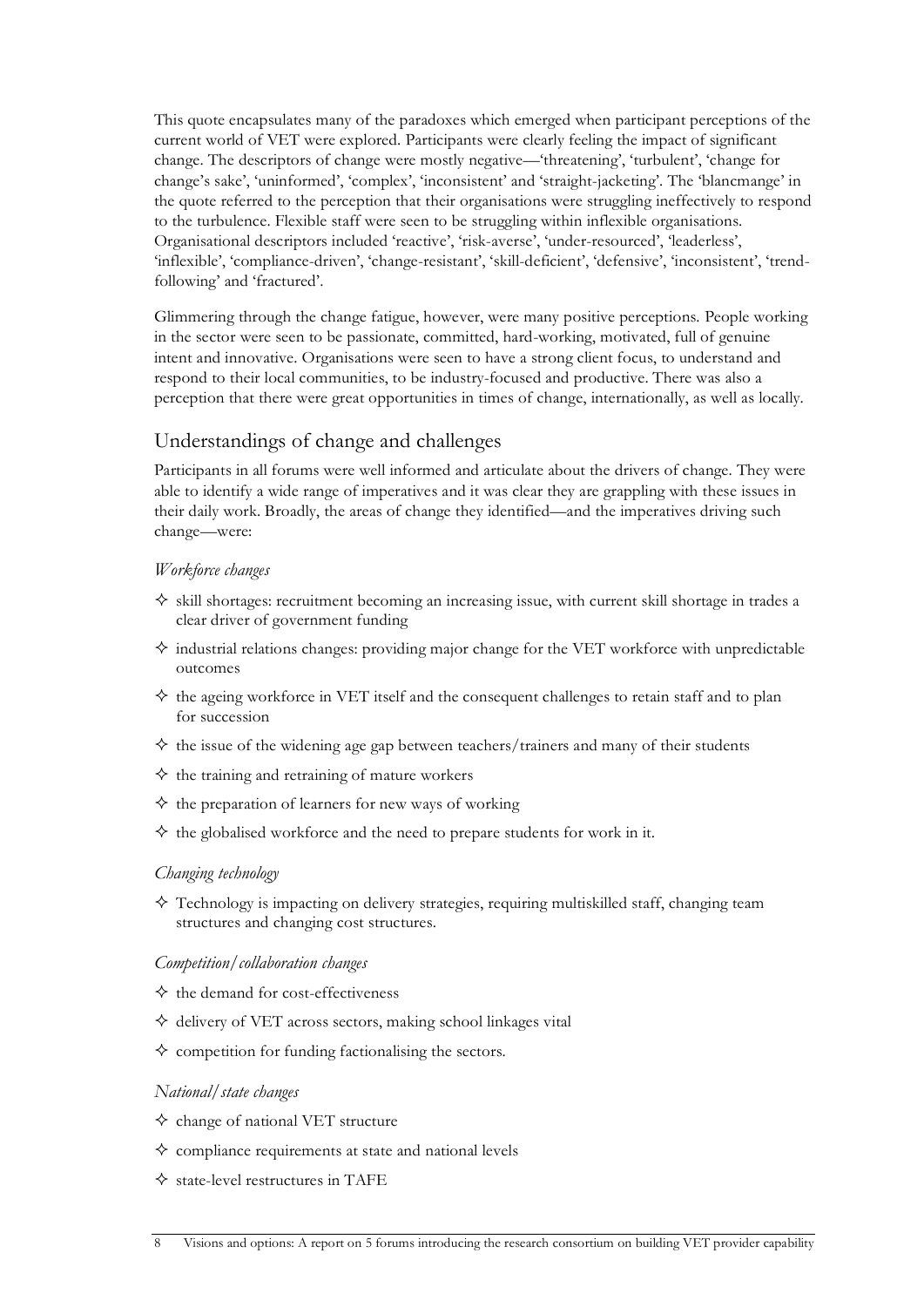This quote encapsulates many of the paradoxes which emerged when participant perceptions of the current world of VET were explored. Participants were clearly feeling the impact of significant change. The descriptors of change were mostly negative—'threatening', 'turbulent', 'change for change's sake', 'uninformed', 'complex', 'inconsistent' and 'straight-jacketing'. The 'blancmange' in the quote referred to the perception that their organisations were struggling ineffectively to respond to the turbulence. Flexible staff were seen to be struggling within inflexible organisations. Organisational descriptors included 'reactive', 'risk-averse', 'under-resourced', 'leaderless', 'inflexible', 'compliance-driven', 'change-resistant', 'skill-deficient', 'defensive', 'inconsistent', 'trend-following' and 'fractured'.

Glimmering through the change fatigue, however, were many positive perceptions. People working in the sector were seen to be passionate, committed, hard-working, motivated, full of genuine intent and innovative. Organisations were seen to have a strong client focus, to understand and respond to their local communities, to be industry-focused and productive. There was also a perception that there were great opportunities in times of change, internationally, as well as locally.

## Understandings of change and challenges

Participants in all forums were well informed and articulate about the drivers of change. They were able to identify a wide range of imperatives and it was clear they are grappling with these issues in their daily work. Broadly, the areas of change they identified—and the imperatives driving such change—were:

*Workforce changes*

- skill shortages: recruitment becoming an increasing issue, with current skill shortage in trades a clear driver of government funding
- industrial relations changes: providing major change for the VET workforce with unpredictable outcomes
- the ageing workforce in VET itself and the consequent challenges to retain staff and to plan for succession
- the issue of the widening age gap between teachers/trainers and many of their students
- the training and retraining of mature workers
- the preparation of learners for new ways of working
- the globalised workforce and the need to prepare students for work in it.

*Changing technology*

- Technology is impacting on delivery strategies, requiring multiskilled staff, changing team structures and changing cost structures.

*Competition/collaboration changes*

- the demand for cost-effectiveness
- delivery of VET across sectors, making school linkages vital
- competition for funding factionalising the sectors.

*National/state changes*

- change of national VET structure
- compliance requirements at state and national levels
- state-level restructures in TAFE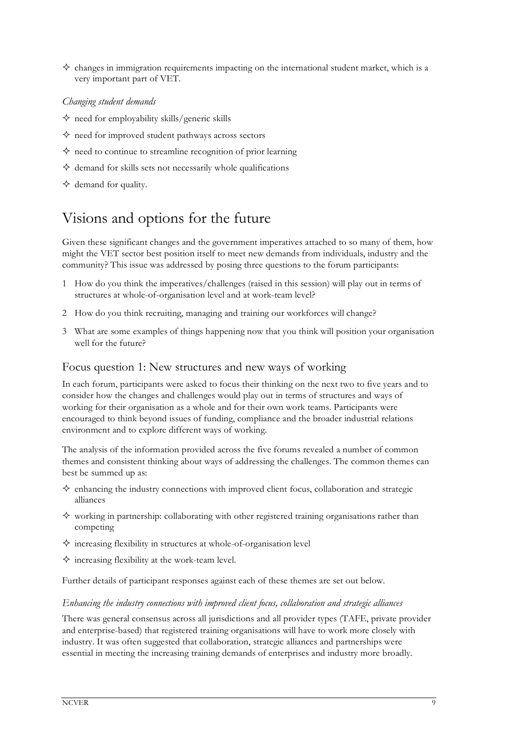- changes in immigration requirements impacting on the international student market, which is a very important part of VET.

*Changing student demands*

- need for employability skills/generic skills
- need for improved student pathways across sectors
- need to continue to streamline recognition of prior learning
- demand for skills sets not necessarily whole qualifications
- demand for quality.

# Visions and options for the future

Given these significant changes and the government imperatives attached to so many of them, how might the VET sector best position itself to meet new demands from individuals, industry and the community? This issue was addressed by posing three questions to the forum participants:

1. How do you think the imperatives/challenges (raised in this session) will play out in terms of structures at whole-of-organisation level and at work-team level?
2. How do you think recruiting, managing and training our workforces will change?
3. What are some examples of things happening now that you think will position your organisation well for the future?

## Focus question 1: New structures and new ways of working

In each forum, participants were asked to focus their thinking on the next two to five years and to consider how the changes and challenges would play out in terms of structures and ways of working for their organisation as a whole and for their own work teams. Participants were encouraged to think beyond issues of funding, compliance and the broader industrial relations environment and to explore different ways of working.

The analysis of the information provided across the five forums revealed a number of common themes and consistent thinking about ways of addressing the challenges. The common themes can best be summed up as:

- enhancing the industry connections with improved client focus, collaboration and strategic alliances
- working in partnership: collaborating with other registered training organisations rather than competing
- increasing flexibility in structures at whole-of-organisation level
- increasing flexibility at the work-team level.

Further details of participant responses against each of these themes are set out below.

*Enhancing the industry connections with improved client focus, collaboration and strategic alliances*

There was general consensus across all jurisdictions and all provider types (TAFE, private provider and enterprise-based) that registered training organisations will have to work more closely with industry. It was often suggested that collaboration, strategic alliances and partnerships were essential in meeting the increasing training demands of enterprises and industry more broadly.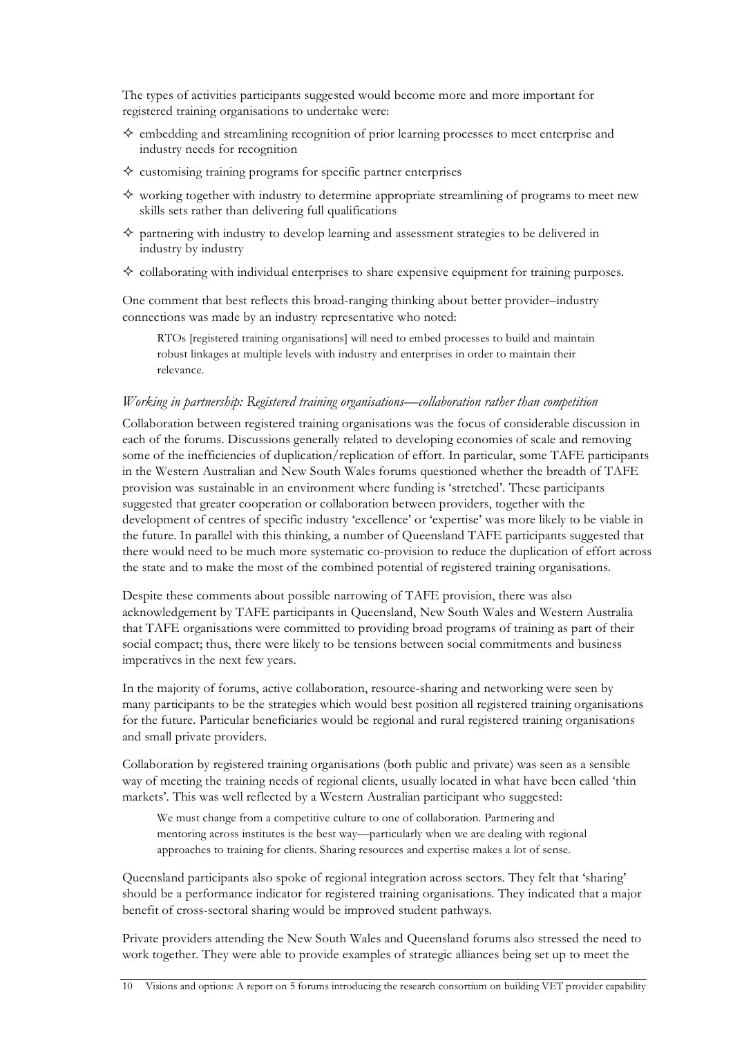The types of activities participants suggested would become more and more important for registered training organisations to undertake were:

- embedding and streamlining recognition of prior learning processes to meet enterprise and industry needs for recognition
- customising training programs for specific partner enterprises
- working together with industry to determine appropriate streamlining of programs to meet new skills sets rather than delivering full qualifications
- partnering with industry to develop learning and assessment strategies to be delivered in industry by industry
- collaborating with individual enterprises to share expensive equipment for training purposes.

One comment that best reflects this broad-ranging thinking about better provider–industry connections was made by an industry representative who noted:

> RTOs [registered training organisations] will need to embed processes to build and maintain robust linkages at multiple levels with industry and enterprises in order to maintain their relevance.

*Working in partnership: Registered training organisations—collaboration rather than competition*

Collaboration between registered training organisations was the focus of considerable discussion in each of the forums. Discussions generally related to developing economies of scale and removing some of the inefficiencies of duplication/replication of effort. In particular, some TAFE participants in the Western Australian and New South Wales forums questioned whether the breadth of TAFE provision was sustainable in an environment where funding is 'stretched'. These participants suggested that greater cooperation or collaboration between providers, together with the development of centres of specific industry 'excellence' or 'expertise' was more likely to be viable in the future. In parallel with this thinking, a number of Queensland TAFE participants suggested that there would need to be much more systematic co-provision to reduce the duplication of effort across the state and to make the most of the combined potential of registered training organisations.

Despite these comments about possible narrowing of TAFE provision, there was also acknowledgement by TAFE participants in Queensland, New South Wales and Western Australia that TAFE organisations were committed to providing broad programs of training as part of their social compact; thus, there were likely to be tensions between social commitments and business imperatives in the next few years.

In the majority of forums, active collaboration, resource-sharing and networking were seen by many participants to be the strategies which would best position all registered training organisations for the future. Particular beneficiaries would be regional and rural registered training organisations and small private providers.

Collaboration by registered training organisations (both public and private) was seen as a sensible way of meeting the training needs of regional clients, usually located in what have been called 'thin markets'. This was well reflected by a Western Australian participant who suggested:

> We must change from a competitive culture to one of collaboration. Partnering and mentoring across institutes is the best way—particularly when we are dealing with regional approaches to training for clients. Sharing resources and expertise makes a lot of sense.

Queensland participants also spoke of regional integration across sectors. They felt that 'sharing' should be a performance indicator for registered training organisations. They indicated that a major benefit of cross-sectoral sharing would be improved student pathways.

Private providers attending the New South Wales and Queensland forums also stressed the need to work together. They were able to provide examples of strategic alliances being set up to meet the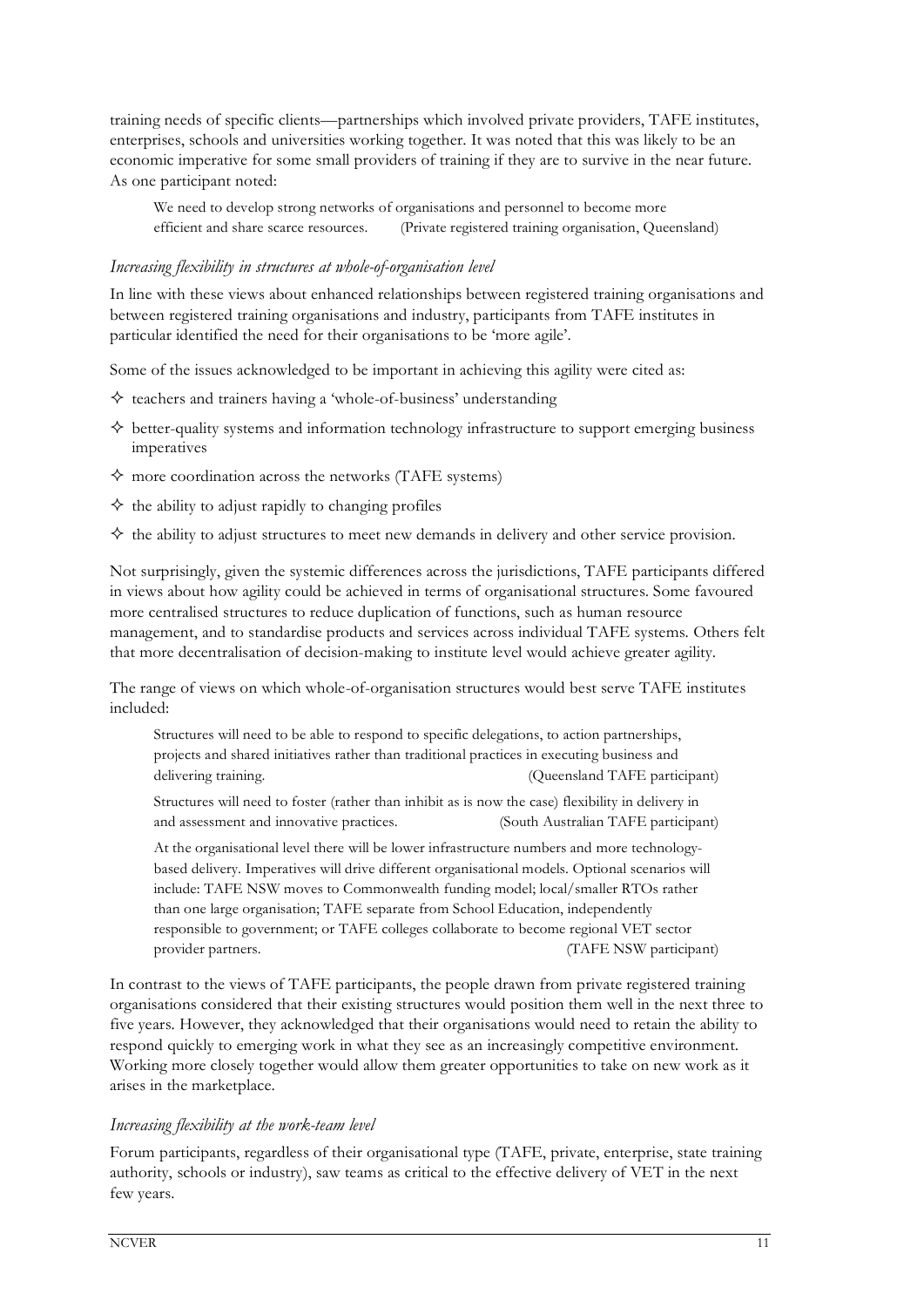training needs of specific clients—partnerships which involved private providers, TAFE institutes, enterprises, schools and universities working together. It was noted that this was likely to be an economic imperative for some small providers of training if they are to survive in the near future. As one participant noted:

> We need to develop strong networks of organisations and personnel to become more efficient and share scarce resources. (Private registered training organisation, Queensland)

*Increasing flexibility in structures at whole-of-organisation level*

In line with these views about enhanced relationships between registered training organisations and between registered training organisations and industry, participants from TAFE institutes in particular identified the need for their organisations to be 'more agile'.

Some of the issues acknowledged to be important in achieving this agility were cited as:

- teachers and trainers having a 'whole-of-business' understanding
- better-quality systems and information technology infrastructure to support emerging business imperatives
- more coordination across the networks (TAFE systems)
- the ability to adjust rapidly to changing profiles
- the ability to adjust structures to meet new demands in delivery and other service provision.

Not surprisingly, given the systemic differences across the jurisdictions, TAFE participants differed in views about how agility could be achieved in terms of organisational structures. Some favoured more centralised structures to reduce duplication of functions, such as human resource management, and to standardise products and services across individual TAFE systems. Others felt that more decentralisation of decision-making to institute level would achieve greater agility.

The range of views on which whole-of-organisation structures would best serve TAFE institutes included:

> Structures will need to be able to respond to specific delegations, to action partnerships, projects and shared initiatives rather than traditional practices in executing business and delivering training. (Queensland TAFE participant)

> Structures will need to foster (rather than inhibit as is now the case) flexibility in delivery in and assessment and innovative practices. (South Australian TAFE participant)

> At the organisational level there will be lower infrastructure numbers and more technology-based delivery. Imperatives will drive different organisational models. Optional scenarios will include: TAFE NSW moves to Commonwealth funding model; local/smaller RTOs rather than one large organisation; TAFE separate from School Education, independently responsible to government; or TAFE colleges collaborate to become regional VET sector provider partners. (TAFE NSW participant)

In contrast to the views of TAFE participants, the people drawn from private registered training organisations considered that their existing structures would position them well in the next three to five years. However, they acknowledged that their organisations would need to retain the ability to respond quickly to emerging work in what they see as an increasingly competitive environment. Working more closely together would allow them greater opportunities to take on new work as it arises in the marketplace.

*Increasing flexibility at the work-team level*

Forum participants, regardless of their organisational type (TAFE, private, enterprise, state training authority, schools or industry), saw teams as critical to the effective delivery of VET in the next few years.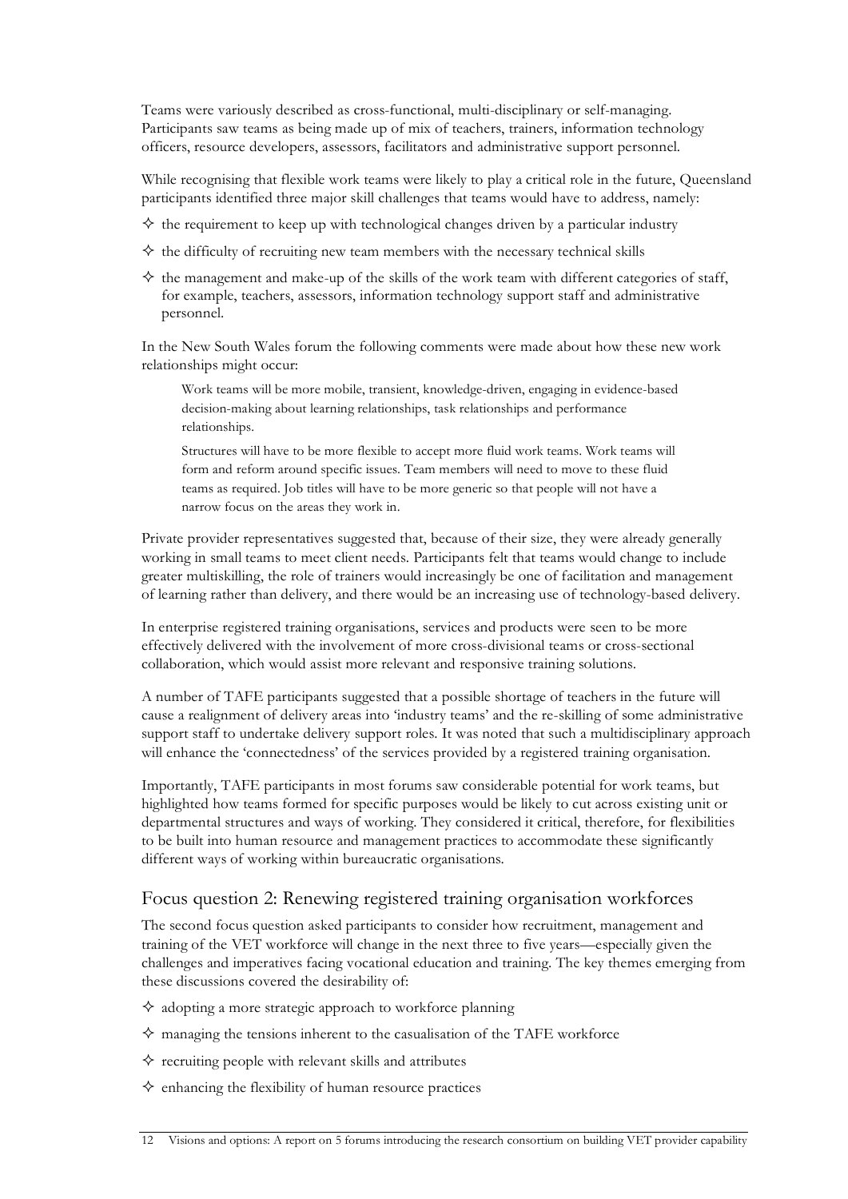Teams were variously described as cross-functional, multi-disciplinary or self-managing. Participants saw teams as being made up of mix of teachers, trainers, information technology officers, resource developers, assessors, facilitators and administrative support personnel.

While recognising that flexible work teams were likely to play a critical role in the future, Queensland participants identified three major skill challenges that teams would have to address, namely:

- the requirement to keep up with technological changes driven by a particular industry
- the difficulty of recruiting new team members with the necessary technical skills
- the management and make-up of the skills of the work team with different categories of staff, for example, teachers, assessors, information technology support staff and administrative personnel.

In the New South Wales forum the following comments were made about how these new work relationships might occur:

> Work teams will be more mobile, transient, knowledge-driven, engaging in evidence-based decision-making about learning relationships, task relationships and performance relationships.
>
> Structures will have to be more flexible to accept more fluid work teams. Work teams will form and reform around specific issues. Team members will need to move to these fluid teams as required. Job titles will have to be more generic so that people will not have a narrow focus on the areas they work in.

Private provider representatives suggested that, because of their size, they were already generally working in small teams to meet client needs. Participants felt that teams would change to include greater multiskilling, the role of trainers would increasingly be one of facilitation and management of learning rather than delivery, and there would be an increasing use of technology-based delivery.

In enterprise registered training organisations, services and products were seen to be more effectively delivered with the involvement of more cross-divisional teams or cross-sectional collaboration, which would assist more relevant and responsive training solutions.

A number of TAFE participants suggested that a possible shortage of teachers in the future will cause a realignment of delivery areas into 'industry teams' and the re-skilling of some administrative support staff to undertake delivery support roles. It was noted that such a multidisciplinary approach will enhance the 'connectedness' of the services provided by a registered training organisation.

Importantly, TAFE participants in most forums saw considerable potential for work teams, but highlighted how teams formed for specific purposes would be likely to cut across existing unit or departmental structures and ways of working. They considered it critical, therefore, for flexibilities to be built into human resource and management practices to accommodate these significantly different ways of working within bureaucratic organisations.

## Focus question 2: Renewing registered training organisation workforces

The second focus question asked participants to consider how recruitment, management and training of the VET workforce will change in the next three to five years—especially given the challenges and imperatives facing vocational education and training. The key themes emerging from these discussions covered the desirability of:

- adopting a more strategic approach to workforce planning
- managing the tensions inherent to the casualisation of the TAFE workforce
- recruiting people with relevant skills and attributes
- enhancing the flexibility of human resource practices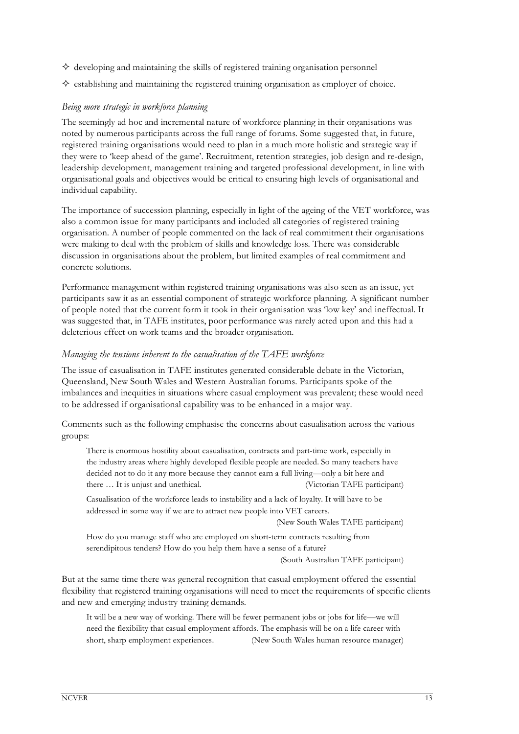- ✧ developing and maintaining the skills of registered training organisation personnel
- ✧ establishing and maintaining the registered training organisation as employer of choice.

### *Being more strategic in workforce planning*

The seemingly ad hoc and incremental nature of workforce planning in their organisations was noted by numerous participants across the full range of forums. Some suggested that, in future, registered training organisations would need to plan in a much more holistic and strategic way if they were to 'keep ahead of the game'. Recruitment, retention strategies, job design and re-design, leadership development, management training and targeted professional development, in line with organisational goals and objectives would be critical to ensuring high levels of organisational and individual capability.

The importance of succession planning, especially in light of the ageing of the VET workforce, was also a common issue for many participants and included all categories of registered training organisation. A number of people commented on the lack of real commitment their organisations were making to deal with the problem of skills and knowledge loss. There was considerable discussion in organisations about the problem, but limited examples of real commitment and concrete solutions.

Performance management within registered training organisations was also seen as an issue, yet participants saw it as an essential component of strategic workforce planning. A significant number of people noted that the current form it took in their organisation was 'low key' and ineffectual. It was suggested that, in TAFE institutes, poor performance was rarely acted upon and this had a deleterious effect on work teams and the broader organisation.

### *Managing the tensions inherent to the casualisation of the TAFE workforce*

The issue of casualisation in TAFE institutes generated considerable debate in the Victorian, Queensland, New South Wales and Western Australian forums. Participants spoke of the imbalances and inequities in situations where casual employment was prevalent; these would need to be addressed if organisational capability was to be enhanced in a major way.

Comments such as the following emphasise the concerns about casualisation across the various groups:

> There is enormous hostility about casualisation, contracts and part-time work, especially in the industry areas where highly developed flexible people are needed. So many teachers have decided not to do it any more because they cannot earn a full living—only a bit here and there … It is unjust and unethical. (Victorian TAFE participant)

> Casualisation of the workforce leads to instability and a lack of loyalty. It will have to be addressed in some way if we are to attract new people into VET careers. (New South Wales TAFE participant)

> How do you manage staff who are employed on short-term contracts resulting from serendipitous tenders? How do you help them have a sense of a future? (South Australian TAFE participant)

But at the same time there was general recognition that casual employment offered the essential flexibility that registered training organisations will need to meet the requirements of specific clients and new and emerging industry training demands.

> It will be a new way of working. There will be fewer permanent jobs or jobs for life—we will need the flexibility that casual employment affords. The emphasis will be on a life career with short, sharp employment experiences. (New South Wales human resource manager)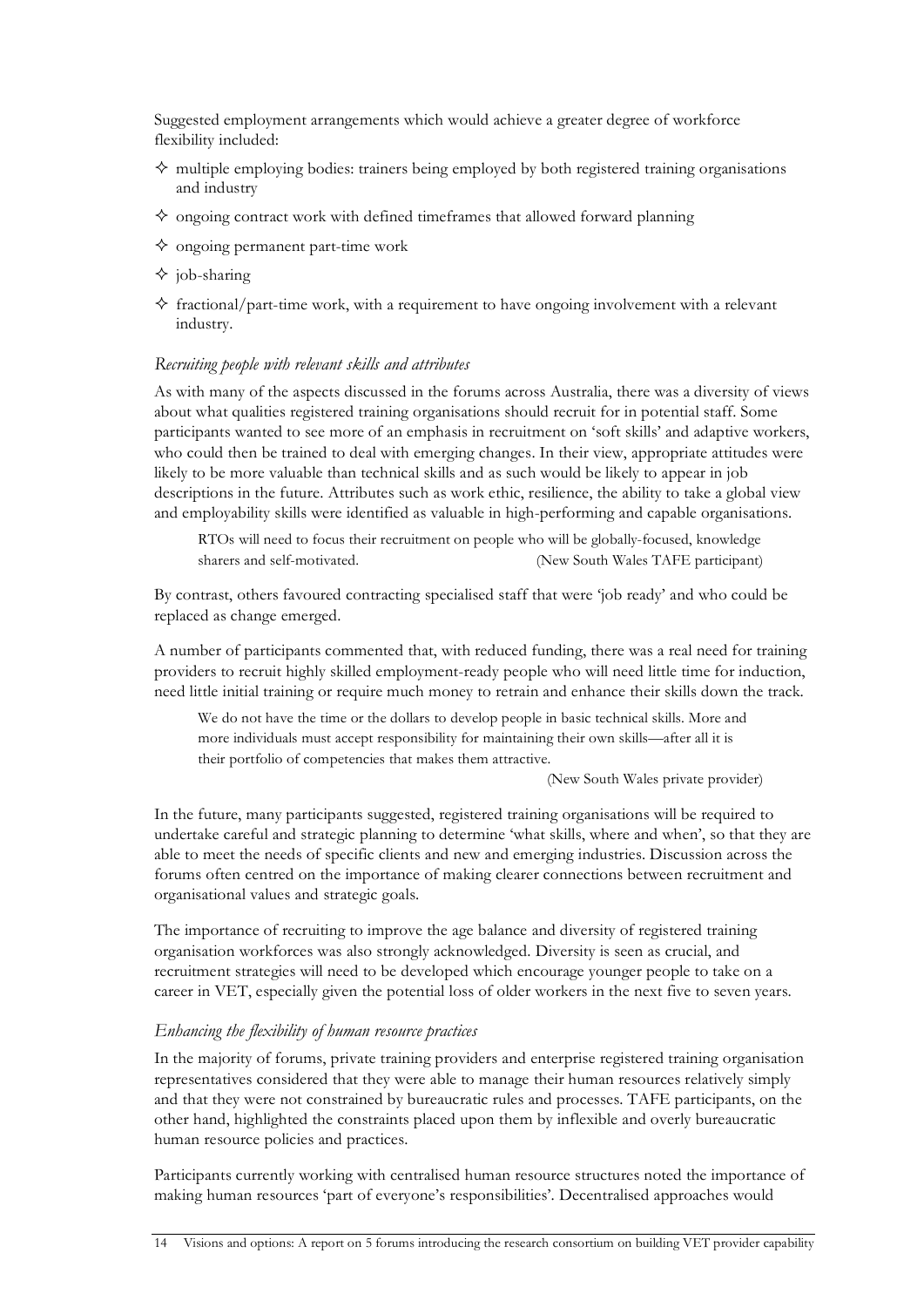Suggested employment arrangements which would achieve a greater degree of workforce flexibility included:

- multiple employing bodies: trainers being employed by both registered training organisations and industry
- ongoing contract work with defined timeframes that allowed forward planning
- ongoing permanent part-time work
- job-sharing
- fractional/part-time work, with a requirement to have ongoing involvement with a relevant industry.

### *Recruiting people with relevant skills and attributes*

As with many of the aspects discussed in the forums across Australia, there was a diversity of views about what qualities registered training organisations should recruit for in potential staff. Some participants wanted to see more of an emphasis in recruitment on 'soft skills' and adaptive workers, who could then be trained to deal with emerging changes. In their view, appropriate attitudes were likely to be more valuable than technical skills and as such would be likely to appear in job descriptions in the future. Attributes such as work ethic, resilience, the ability to take a global view and employability skills were identified as valuable in high-performing and capable organisations.

> RTOs will need to focus their recruitment on people who will be globally-focused, knowledge sharers and self-motivated. (New South Wales TAFE participant)

By contrast, others favoured contracting specialised staff that were 'job ready' and who could be replaced as change emerged.

A number of participants commented that, with reduced funding, there was a real need for training providers to recruit highly skilled employment-ready people who will need little time for induction, need little initial training or require much money to retrain and enhance their skills down the track.

> We do not have the time or the dollars to develop people in basic technical skills. More and more individuals must accept responsibility for maintaining their own skills—after all it is their portfolio of competencies that makes them attractive.
>
> (New South Wales private provider)

In the future, many participants suggested, registered training organisations will be required to undertake careful and strategic planning to determine 'what skills, where and when', so that they are able to meet the needs of specific clients and new and emerging industries. Discussion across the forums often centred on the importance of making clearer connections between recruitment and organisational values and strategic goals.

The importance of recruiting to improve the age balance and diversity of registered training organisation workforces was also strongly acknowledged. Diversity is seen as crucial, and recruitment strategies will need to be developed which encourage younger people to take on a career in VET, especially given the potential loss of older workers in the next five to seven years.

### *Enhancing the flexibility of human resource practices*

In the majority of forums, private training providers and enterprise registered training organisation representatives considered that they were able to manage their human resources relatively simply and that they were not constrained by bureaucratic rules and processes. TAFE participants, on the other hand, highlighted the constraints placed upon them by inflexible and overly bureaucratic human resource policies and practices.

Participants currently working with centralised human resource structures noted the importance of making human resources 'part of everyone's responsibilities'. Decentralised approaches would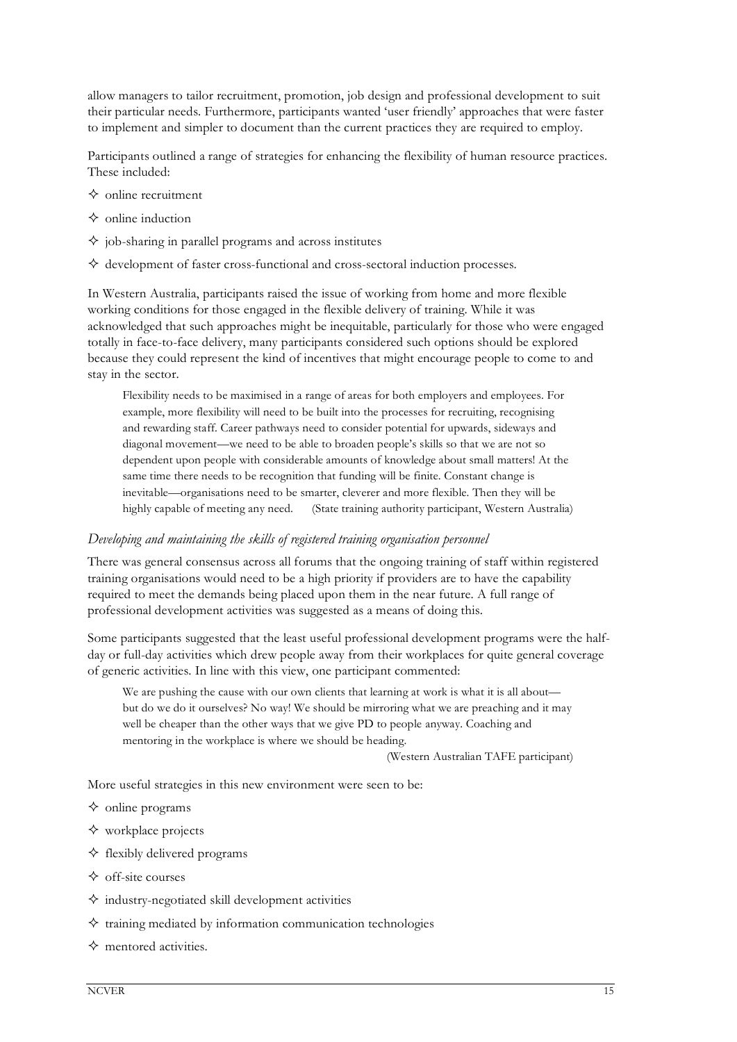allow managers to tailor recruitment, promotion, job design and professional development to suit their particular needs. Furthermore, participants wanted 'user friendly' approaches that were faster to implement and simpler to document than the current practices they are required to employ.

Participants outlined a range of strategies for enhancing the flexibility of human resource practices. These included:

- online recruitment
- online induction
- job-sharing in parallel programs and across institutes
- development of faster cross-functional and cross-sectoral induction processes.

In Western Australia, participants raised the issue of working from home and more flexible working conditions for those engaged in the flexible delivery of training. While it was acknowledged that such approaches might be inequitable, particularly for those who were engaged totally in face-to-face delivery, many participants considered such options should be explored because they could represent the kind of incentives that might encourage people to come to and stay in the sector.

> Flexibility needs to be maximised in a range of areas for both employers and employees. For example, more flexibility will need to be built into the processes for recruiting, recognising and rewarding staff. Career pathways need to consider potential for upwards, sideways and diagonal movement—we need to be able to broaden people's skills so that we are not so dependent upon people with considerable amounts of knowledge about small matters! At the same time there needs to be recognition that funding will be finite. Constant change is inevitable—organisations need to be smarter, cleverer and more flexible. Then they will be highly capable of meeting any need. (State training authority participant, Western Australia)

*Developing and maintaining the skills of registered training organisation personnel*

There was general consensus across all forums that the ongoing training of staff within registered training organisations would need to be a high priority if providers are to have the capability required to meet the demands being placed upon them in the near future. A full range of professional development activities was suggested as a means of doing this.

Some participants suggested that the least useful professional development programs were the half-day or full-day activities which drew people away from their workplaces for quite general coverage of generic activities. In line with this view, one participant commented:

> We are pushing the cause with our own clients that learning at work is what it is all about—but do we do it ourselves? No way! We should be mirroring what we are preaching and it may well be cheaper than the other ways that we give PD to people anyway. Coaching and mentoring in the workplace is where we should be heading.
>
> (Western Australian TAFE participant)

More useful strategies in this new environment were seen to be:

- online programs
- workplace projects
- flexibly delivered programs
- off-site courses
- industry-negotiated skill development activities
- training mediated by information communication technologies
- mentored activities.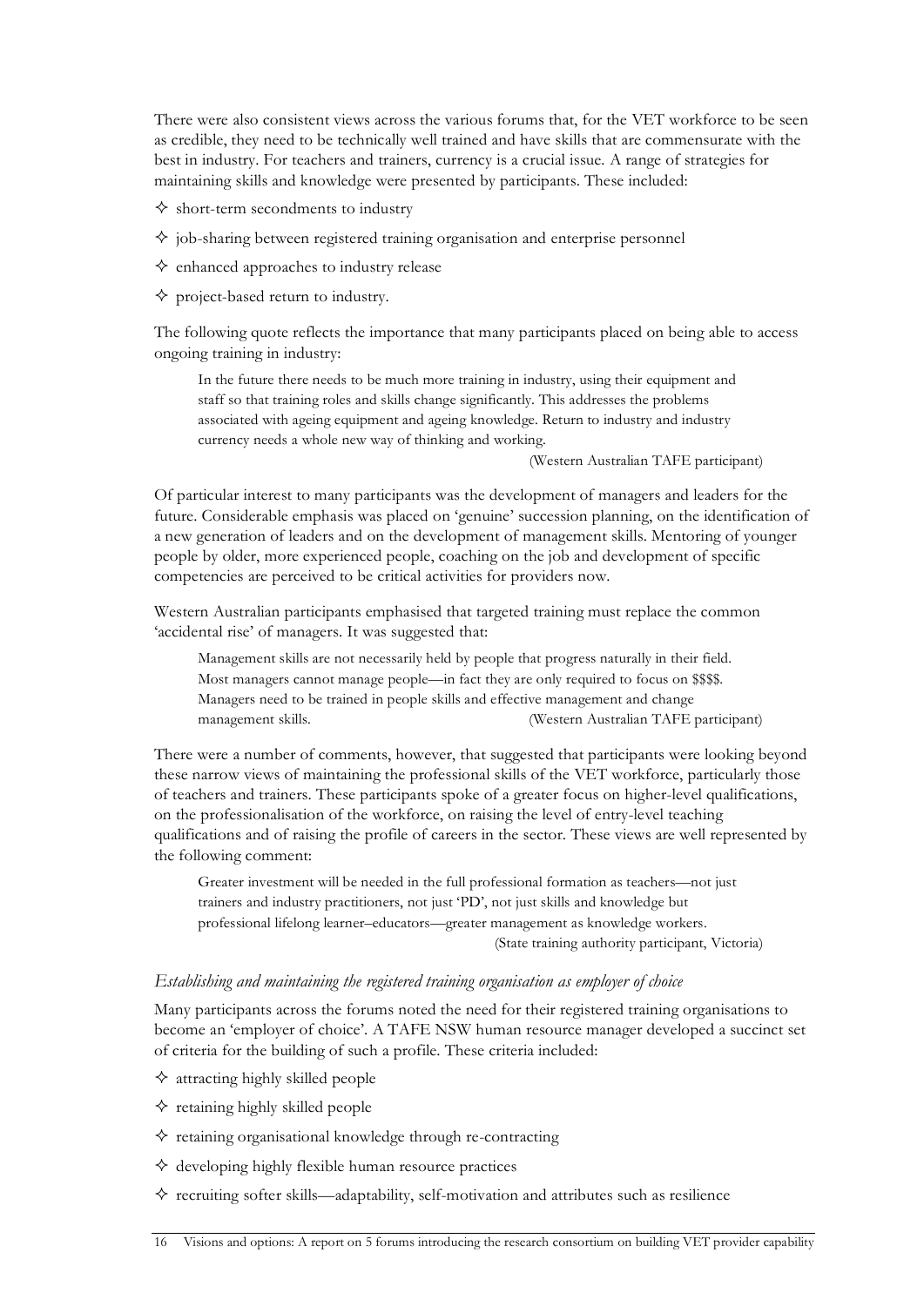There were also consistent views across the various forums that, for the VET workforce to be seen as credible, they need to be technically well trained and have skills that are commensurate with the best in industry. For teachers and trainers, currency is a crucial issue. A range of strategies for maintaining skills and knowledge were presented by participants. These included:

- short-term secondments to industry
- job-sharing between registered training organisation and enterprise personnel
- enhanced approaches to industry release
- project-based return to industry.

The following quote reflects the importance that many participants placed on being able to access ongoing training in industry:

> In the future there needs to be much more training in industry, using their equipment and staff so that training roles and skills change significantly. This addresses the problems associated with ageing equipment and ageing knowledge. Return to industry and industry currency needs a whole new way of thinking and working.
>
> (Western Australian TAFE participant)

Of particular interest to many participants was the development of managers and leaders for the future. Considerable emphasis was placed on 'genuine' succession planning, on the identification of a new generation of leaders and on the development of management skills. Mentoring of younger people by older, more experienced people, coaching on the job and development of specific competencies are perceived to be critical activities for providers now.

Western Australian participants emphasised that targeted training must replace the common 'accidental rise' of managers. It was suggested that:

> Management skills are not necessarily held by people that progress naturally in their field. Most managers cannot manage people—in fact they are only required to focus on $$$$. Managers need to be trained in people skills and effective management and change management skills. (Western Australian TAFE participant)

There were a number of comments, however, that suggested that participants were looking beyond these narrow views of maintaining the professional skills of the VET workforce, particularly those of teachers and trainers. These participants spoke of a greater focus on higher-level qualifications, on the professionalisation of the workforce, on raising the level of entry-level teaching qualifications and of raising the profile of careers in the sector. These views are well represented by the following comment:

> Greater investment will be needed in the full professional formation as teachers—not just trainers and industry practitioners, not just 'PD', not just skills and knowledge but professional lifelong learner–educators—greater management as knowledge workers.
>
> (State training authority participant, Victoria)

### *Establishing and maintaining the registered training organisation as employer of choice*

Many participants across the forums noted the need for their registered training organisations to become an 'employer of choice'. A TAFE NSW human resource manager developed a succinct set of criteria for the building of such a profile. These criteria included:

- attracting highly skilled people
- retaining highly skilled people
- retaining organisational knowledge through re-contracting
- developing highly flexible human resource practices
- recruiting softer skills—adaptability, self-motivation and attributes such as resilience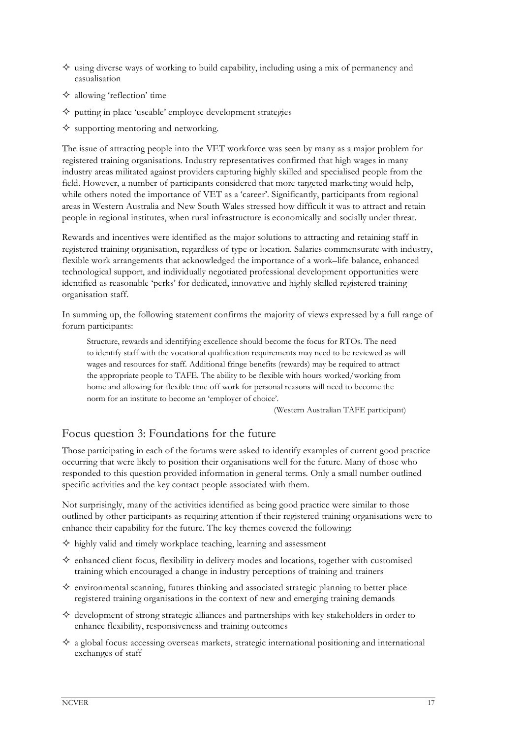- using diverse ways of working to build capability, including using a mix of permanency and casualisation
- allowing 'reflection' time
- putting in place 'useable' employee development strategies
- supporting mentoring and networking.

The issue of attracting people into the VET workforce was seen by many as a major problem for registered training organisations. Industry representatives confirmed that high wages in many industry areas militated against providers capturing highly skilled and specialised people from the field. However, a number of participants considered that more targeted marketing would help, while others noted the importance of VET as a 'career'. Significantly, participants from regional areas in Western Australia and New South Wales stressed how difficult it was to attract and retain people in regional institutes, when rural infrastructure is economically and socially under threat.

Rewards and incentives were identified as the major solutions to attracting and retaining staff in registered training organisation, regardless of type or location. Salaries commensurate with industry, flexible work arrangements that acknowledged the importance of a work–life balance, enhanced technological support, and individually negotiated professional development opportunities were identified as reasonable 'perks' for dedicated, innovative and highly skilled registered training organisation staff.

In summing up, the following statement confirms the majority of views expressed by a full range of forum participants:

> Structure, rewards and identifying excellence should become the focus for RTOs. The need to identify staff with the vocational qualification requirements may need to be reviewed as will wages and resources for staff. Additional fringe benefits (rewards) may be required to attract the appropriate people to TAFE. The ability to be flexible with hours worked/working from home and allowing for flexible time off work for personal reasons will need to become the norm for an institute to become an 'employer of choice'.
>
> (Western Australian TAFE participant)

## Focus question 3: Foundations for the future

Those participating in each of the forums were asked to identify examples of current good practice occurring that were likely to position their organisations well for the future. Many of those who responded to this question provided information in general terms. Only a small number outlined specific activities and the key contact people associated with them.

Not surprisingly, many of the activities identified as being good practice were similar to those outlined by other participants as requiring attention if their registered training organisations were to enhance their capability for the future. The key themes covered the following:

- highly valid and timely workplace teaching, learning and assessment
- enhanced client focus, flexibility in delivery modes and locations, together with customised training which encouraged a change in industry perceptions of training and trainers
- environmental scanning, futures thinking and associated strategic planning to better place registered training organisations in the context of new and emerging training demands
- development of strong strategic alliances and partnerships with key stakeholders in order to enhance flexibility, responsiveness and training outcomes
- a global focus: accessing overseas markets, strategic international positioning and international exchanges of staff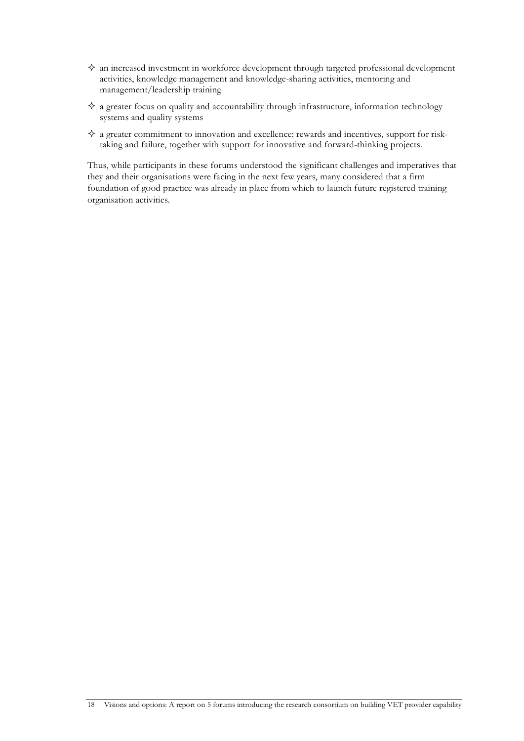- an increased investment in workforce development through targeted professional development activities, knowledge management and knowledge-sharing activities, mentoring and management/leadership training
- a greater focus on quality and accountability through infrastructure, information technology systems and quality systems
- a greater commitment to innovation and excellence: rewards and incentives, support for risk-taking and failure, together with support for innovative and forward-thinking projects.

Thus, while participants in these forums understood the significant challenges and imperatives that they and their organisations were facing in the next few years, many considered that a firm foundation of good practice was already in place from which to launch future registered training organisation activities.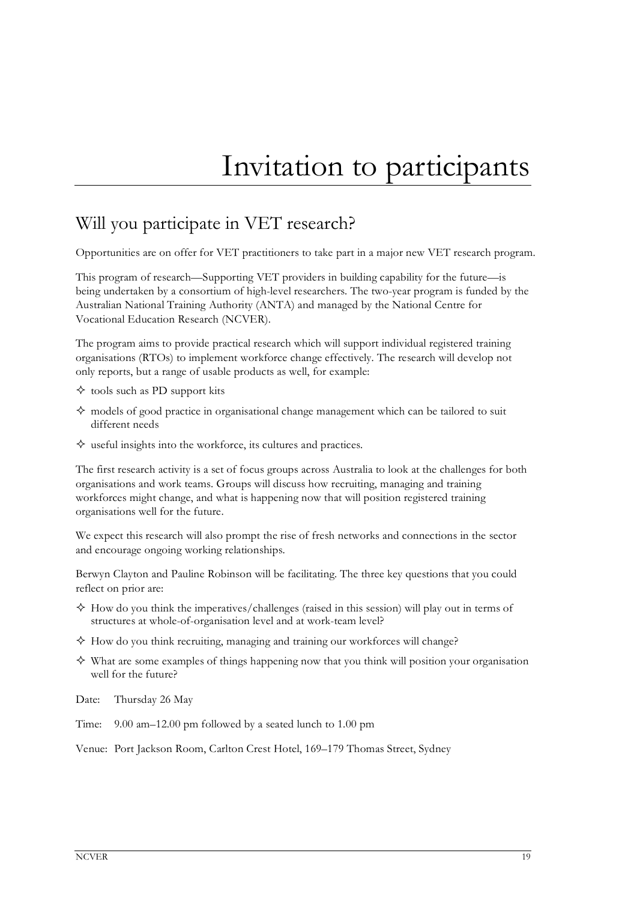# Invitation to participants

## Will you participate in VET research?

Opportunities are on offer for VET practitioners to take part in a major new VET research program.

This program of research—Supporting VET providers in building capability for the future—is being undertaken by a consortium of high-level researchers. The two-year program is funded by the Australian National Training Authority (ANTA) and managed by the National Centre for Vocational Education Research (NCVER).

The program aims to provide practical research which will support individual registered training organisations (RTOs) to implement workforce change effectively. The research will develop not only reports, but a range of usable products as well, for example:

- tools such as PD support kits
- models of good practice in organisational change management which can be tailored to suit different needs
- useful insights into the workforce, its cultures and practices.

The first research activity is a set of focus groups across Australia to look at the challenges for both organisations and work teams. Groups will discuss how recruiting, managing and training workforces might change, and what is happening now that will position registered training organisations well for the future.

We expect this research will also prompt the rise of fresh networks and connections in the sector and encourage ongoing working relationships.

Berwyn Clayton and Pauline Robinson will be facilitating. The three key questions that you could reflect on prior are:

- How do you think the imperatives/challenges (raised in this session) will play out in terms of structures at whole-of-organisation level and at work-team level?
- How do you think recruiting, managing and training our workforces will change?
- What are some examples of things happening now that you think will position your organisation well for the future?

Date: Thursday 26 May

Time: 9.00 am–12.00 pm followed by a seated lunch to 1.00 pm

Venue: Port Jackson Room, Carlton Crest Hotel, 169–179 Thomas Street, Sydney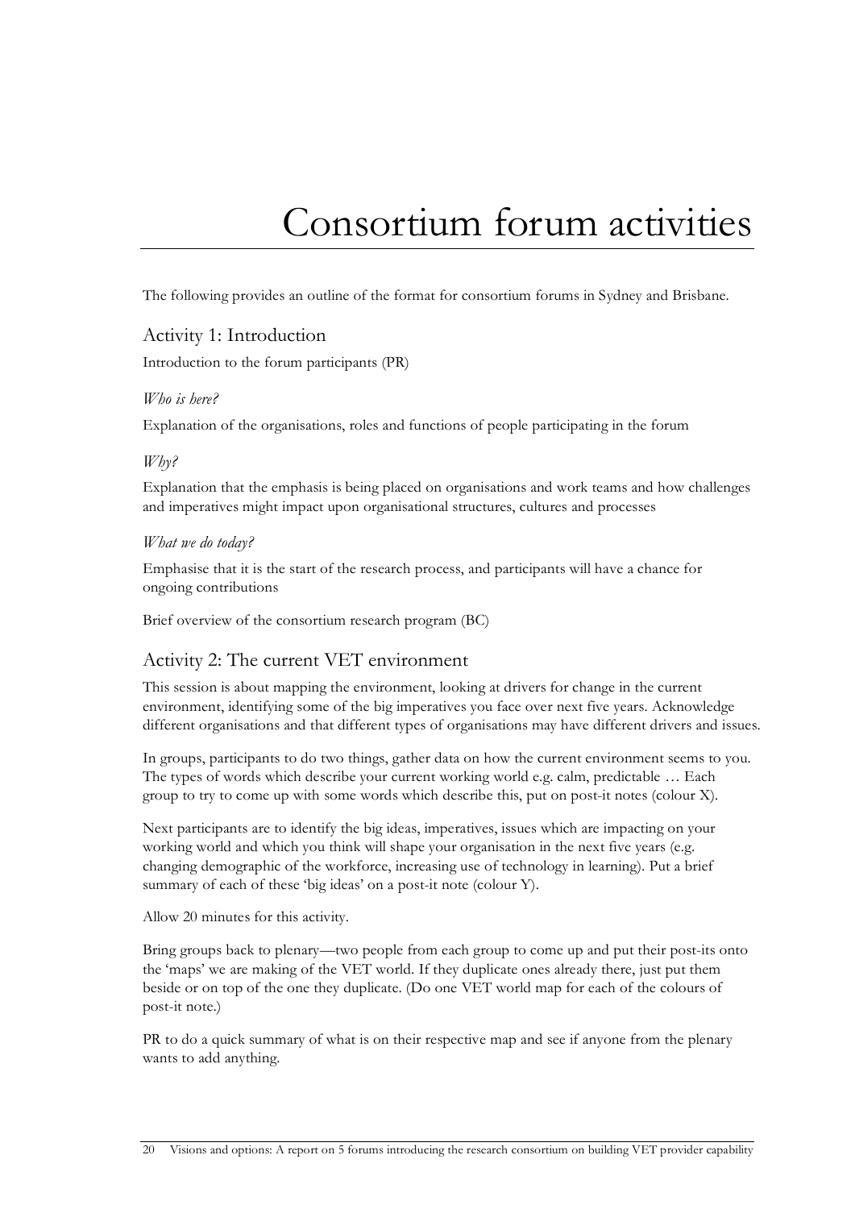# Consortium forum activities

The following provides an outline of the format for consortium forums in Sydney and Brisbane.

## Activity 1: Introduction

Introduction to the forum participants (PR)

*Who is here?*

Explanation of the organisations, roles and functions of people participating in the forum

*Why?*

Explanation that the emphasis is being placed on organisations and work teams and how challenges and imperatives might impact upon organisational structures, cultures and processes

*What we do today?*

Emphasise that it is the start of the research process, and participants will have a chance for ongoing contributions

Brief overview of the consortium research program (BC)

## Activity 2: The current VET environment

This session is about mapping the environment, looking at drivers for change in the current environment, identifying some of the big imperatives you face over next five years. Acknowledge different organisations and that different types of organisations may have different drivers and issues.

In groups, participants to do two things, gather data on how the current environment seems to you. The types of words which describe your current working world e.g. calm, predictable … Each group to try to come up with some words which describe this, put on post-it notes (colour X).

Next participants are to identify the big ideas, imperatives, issues which are impacting on your working world and which you think will shape your organisation in the next five years (e.g. changing demographic of the workforce, increasing use of technology in learning). Put a brief summary of each of these 'big ideas' on a post-it note (colour Y).

Allow 20 minutes for this activity.

Bring groups back to plenary—two people from each group to come up and put their post-its onto the 'maps' we are making of the VET world. If they duplicate ones already there, just put them beside or on top of the one they duplicate. (Do one VET world map for each of the colours of post-it note.)

PR to do a quick summary of what is on their respective map and see if anyone from the plenary wants to add anything.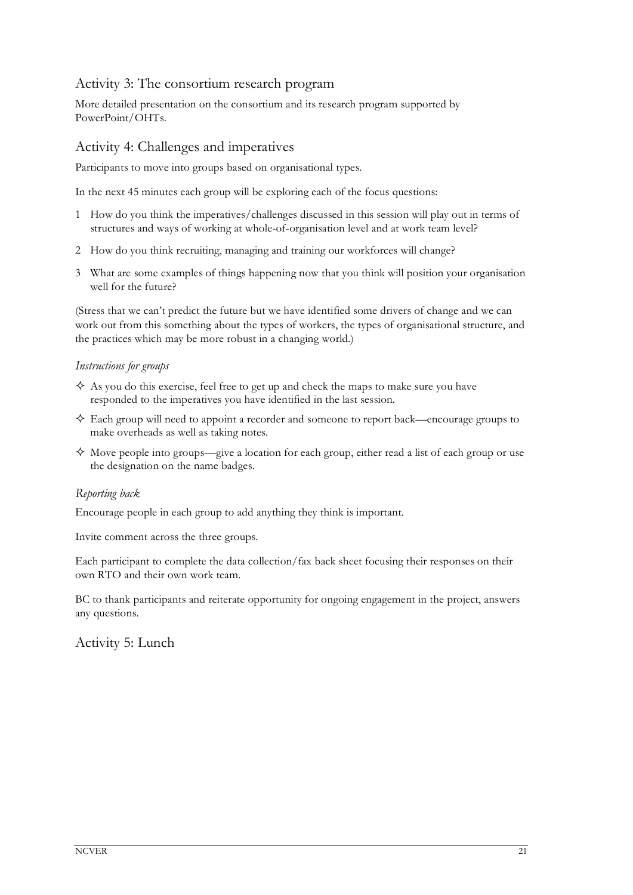## Activity 3: The consortium research program

More detailed presentation on the consortium and its research program supported by PowerPoint/OHTs.

## Activity 4: Challenges and imperatives

Participants to move into groups based on organisational types.

In the next 45 minutes each group will be exploring each of the focus questions:

1. How do you think the imperatives/challenges discussed in this session will play out in terms of structures and ways of working at whole-of-organisation level and at work team level?
2. How do you think recruiting, managing and training our workforces will change?
3. What are some examples of things happening now that you think will position your organisation well for the future?

(Stress that we can't predict the future but we have identified some drivers of change and we can work out from this something about the types of workers, the types of organisational structure, and the practices which may be more robust in a changing world.)

*Instructions for groups*

- ✧ As you do this exercise, feel free to get up and check the maps to make sure you have responded to the imperatives you have identified in the last session.
- ✧ Each group will need to appoint a recorder and someone to report back—encourage groups to make overheads as well as taking notes.
- ✧ Move people into groups—give a location for each group, either read a list of each group or use the designation on the name badges.

*Reporting back*

Encourage people in each group to add anything they think is important.

Invite comment across the three groups.

Each participant to complete the data collection/fax back sheet focusing their responses on their own RTO and their own work team.

BC to thank participants and reiterate opportunity for ongoing engagement in the project, answers any questions.

## Activity 5: Lunch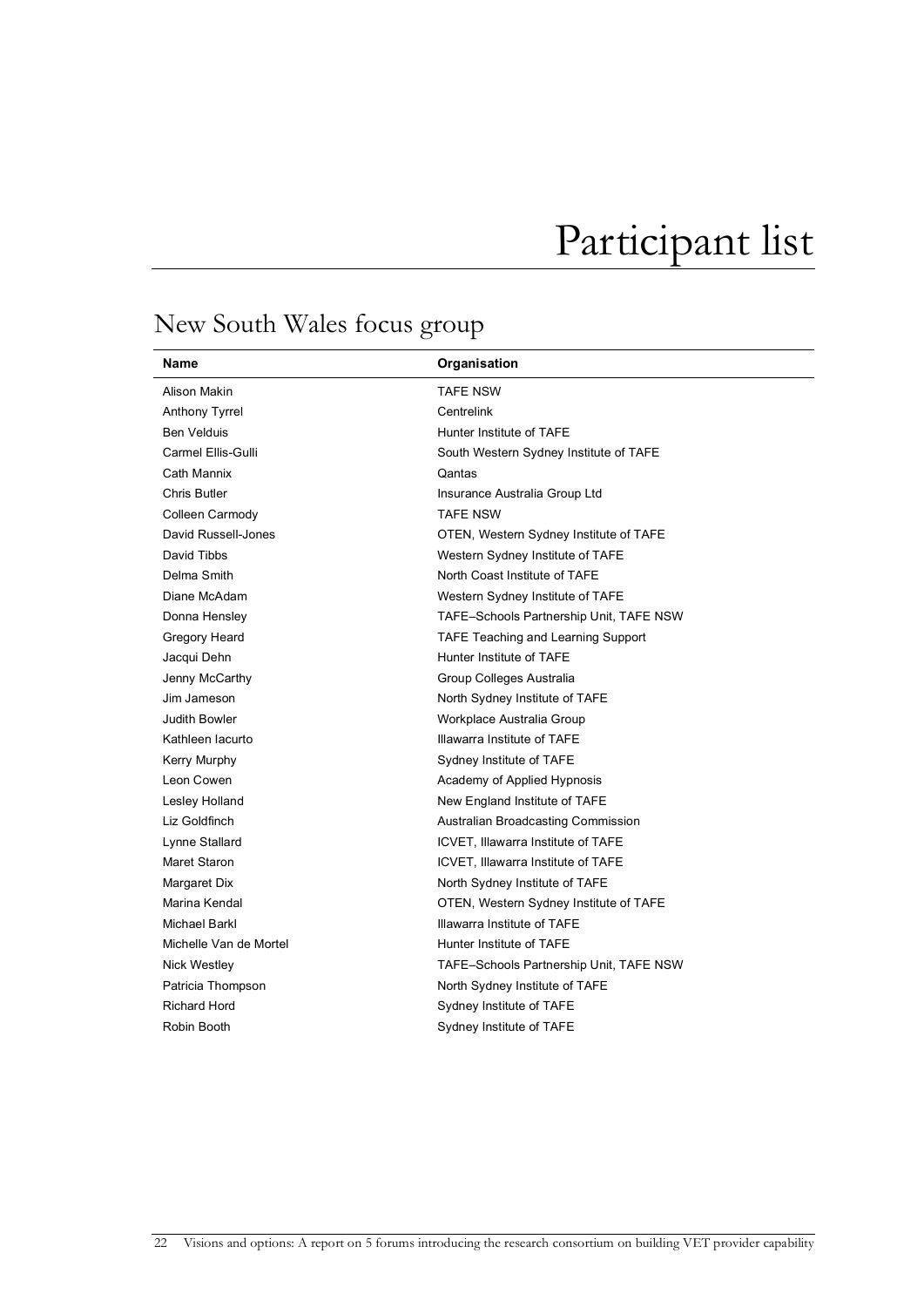# Participant list

## New South Wales focus group

| Name | Organisation |
|---|---|
| Alison Makin | TAFE NSW |
| Anthony Tyrrel | Centrelink |
| Ben Velduis | Hunter Institute of TAFE |
| Carmel Ellis-Gulli | South Western Sydney Institute of TAFE |
| Cath Mannix | Qantas |
| Chris Butler | Insurance Australia Group Ltd |
| Colleen Carmody | TAFE NSW |
| David Russell-Jones | OTEN, Western Sydney Institute of TAFE |
| David Tibbs | Western Sydney Institute of TAFE |
| Delma Smith | North Coast Institute of TAFE |
| Diane McAdam | Western Sydney Institute of TAFE |
| Donna Hensley | TAFE–Schools Partnership Unit, TAFE NSW |
| Gregory Heard | TAFE Teaching and Learning Support |
| Jacqui Dehn | Hunter Institute of TAFE |
| Jenny McCarthy | Group Colleges Australia |
| Jim Jameson | North Sydney Institute of TAFE |
| Judith Bowler | Workplace Australia Group |
| Kathleen Iacurto | Illawarra Institute of TAFE |
| Kerry Murphy | Sydney Institute of TAFE |
| Leon Cowen | Academy of Applied Hypnosis |
| Lesley Holland | New England Institute of TAFE |
| Liz Goldfinch | Australian Broadcasting Commission |
| Lynne Stallard | ICVET, Illawarra Institute of TAFE |
| Maret Staron | ICVET, Illawarra Institute of TAFE |
| Margaret Dix | North Sydney Institute of TAFE |
| Marina Kendal | OTEN, Western Sydney Institute of TAFE |
| Michael Barkl | Illawarra Institute of TAFE |
| Michelle Van de Mortel | Hunter Institute of TAFE |
| Nick Westley | TAFE–Schools Partnership Unit, TAFE NSW |
| Patricia Thompson | North Sydney Institute of TAFE |
| Richard Hord | Sydney Institute of TAFE |
| Robin Booth | Sydney Institute of TAFE |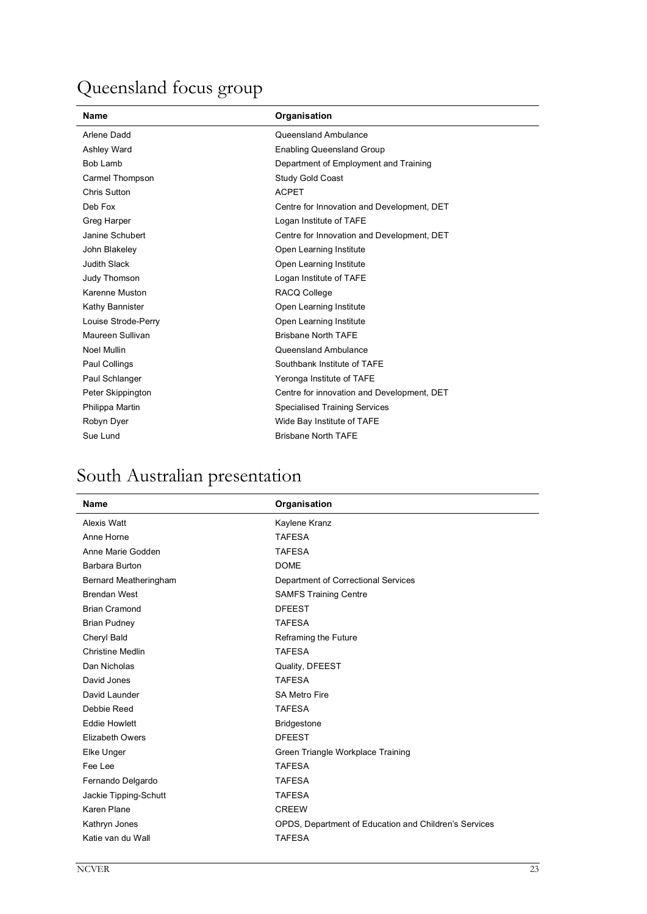## Queensland focus group

| Name | Organisation |
|---|---|
| Arlene Dadd | Queensland Ambulance |
| Ashley Ward | Enabling Queensland Group |
| Bob Lamb | Department of Employment and Training |
| Carmel Thompson | Study Gold Coast |
| Chris Sutton | ACPET |
| Deb Fox | Centre for Innovation and Development, DET |
| Greg Harper | Logan Institute of TAFE |
| Janine Schubert | Centre for Innovation and Development, DET |
| John Blakeley | Open Learning Institute |
| Judith Slack | Open Learning Institute |
| Judy Thomson | Logan Institute of TAFE |
| Karenne Muston | RACQ College |
| Kathy Bannister | Open Learning Institute |
| Louise Strode-Perry | Open Learning Institute |
| Maureen Sullivan | Brisbane North TAFE |
| Noel Mullin | Queensland Ambulance |
| Paul Collings | Southbank Institute of TAFE |
| Paul Schlanger | Yeronga Institute of TAFE |
| Peter Skippington | Centre for innovation and Development, DET |
| Philippa Martin | Specialised Training Services |
| Robyn Dyer | Wide Bay Institute of TAFE |
| Sue Lund | Brisbane North TAFE |

## South Australian presentation

| Name | Organisation |
|---|---|
| Alexis Watt | Kaylene Kranz |
| Anne Horne | TAFESA |
| Anne Marie Godden | TAFESA |
| Barbara Burton | DOME |
| Bernard Meatheringham | Department of Correctional Services |
| Brendan West | SAMFS Training Centre |
| Brian Cramond | DFEEST |
| Brian Pudney | TAFESA |
| Cheryl Bald | Reframing the Future |
| Christine Medlin | TAFESA |
| Dan Nicholas | Quality, DFEEST |
| David Jones | TAFESA |
| David Launder | SA Metro Fire |
| Debbie Reed | TAFESA |
| Eddie Howlett | Bridgestone |
| Elizabeth Owers | DFEEST |
| Elke Unger | Green Triangle Workplace Training |
| Fee Lee | TAFESA |
| Fernando Delgardo | TAFESA |
| Jackie Tipping-Schutt | TAFESA |
| Karen Plane | CREEW |
| Kathryn Jones | OPDS, Department of Education and Children's Services |
| Katie van du Wall | TAFESA |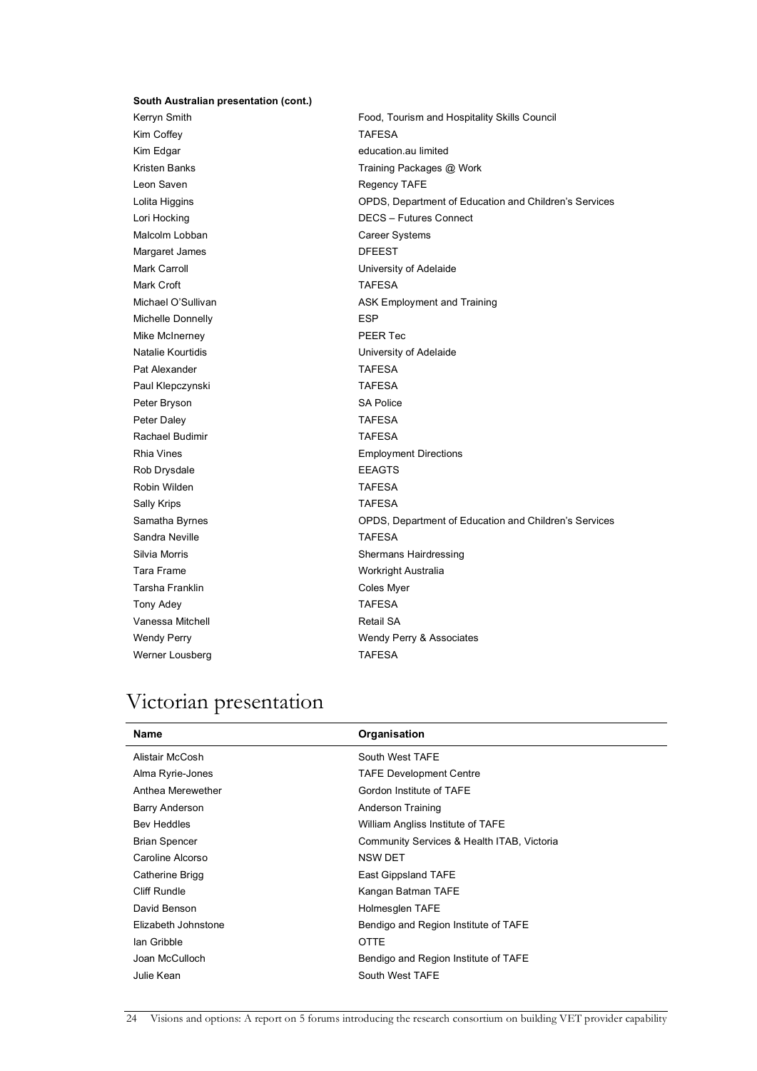**South Australian presentation (cont.)**

| | |
|---|---|
| Kerryn Smith | Food, Tourism and Hospitality Skills Council |
| Kim Coffey | TAFESA |
| Kim Edgar | education.au limited |
| Kristen Banks | Training Packages @ Work |
| Leon Saven | Regency TAFE |
| Lolita Higgins | OPDS, Department of Education and Children's Services |
| Lori Hocking | DECS – Futures Connect |
| Malcolm Lobban | Career Systems |
| Margaret James | DFEEST |
| Mark Carroll | University of Adelaide |
| Mark Croft | TAFESA |
| Michael O'Sullivan | ASK Employment and Training |
| Michelle Donnelly | ESP |
| Mike McInerney | PEER Tec |
| Natalie Kourtidis | University of Adelaide |
| Pat Alexander | TAFESA |
| Paul Klepczynski | TAFESA |
| Peter Bryson | SA Police |
| Peter Daley | TAFESA |
| Rachael Budimir | TAFESA |
| Rhia Vines | Employment Directions |
| Rob Drysdale | EEAGTS |
| Robin Wilden | TAFESA |
| Sally Krips | TAFESA |
| Samatha Byrnes | OPDS, Department of Education and Children's Services |
| Sandra Neville | TAFESA |
| Silvia Morris | Shermans Hairdressing |
| Tara Frame | Workright Australia |
| Tarsha Franklin | Coles Myer |
| Tony Adey | TAFESA |
| Vanessa Mitchell | Retail SA |
| Wendy Perry | Wendy Perry & Associates |
| Werner Lousberg | TAFESA |

# Victorian presentation

| Name | Organisation |
|---|---|
| Alistair McCosh | South West TAFE |
| Alma Ryrie-Jones | TAFE Development Centre |
| Anthea Merewether | Gordon Institute of TAFE |
| Barry Anderson | Anderson Training |
| Bev Heddles | William Angliss Institute of TAFE |
| Brian Spencer | Community Services & Health ITAB, Victoria |
| Caroline Alcorso | NSW DET |
| Catherine Brigg | East Gippsland TAFE |
| Cliff Rundle | Kangan Batman TAFE |
| David Benson | Holmesglen TAFE |
| Elizabeth Johnstone | Bendigo and Region Institute of TAFE |
| Ian Gribble | OTTE |
| Joan McCulloch | Bendigo and Region Institute of TAFE |
| Julie Kean | South West TAFE |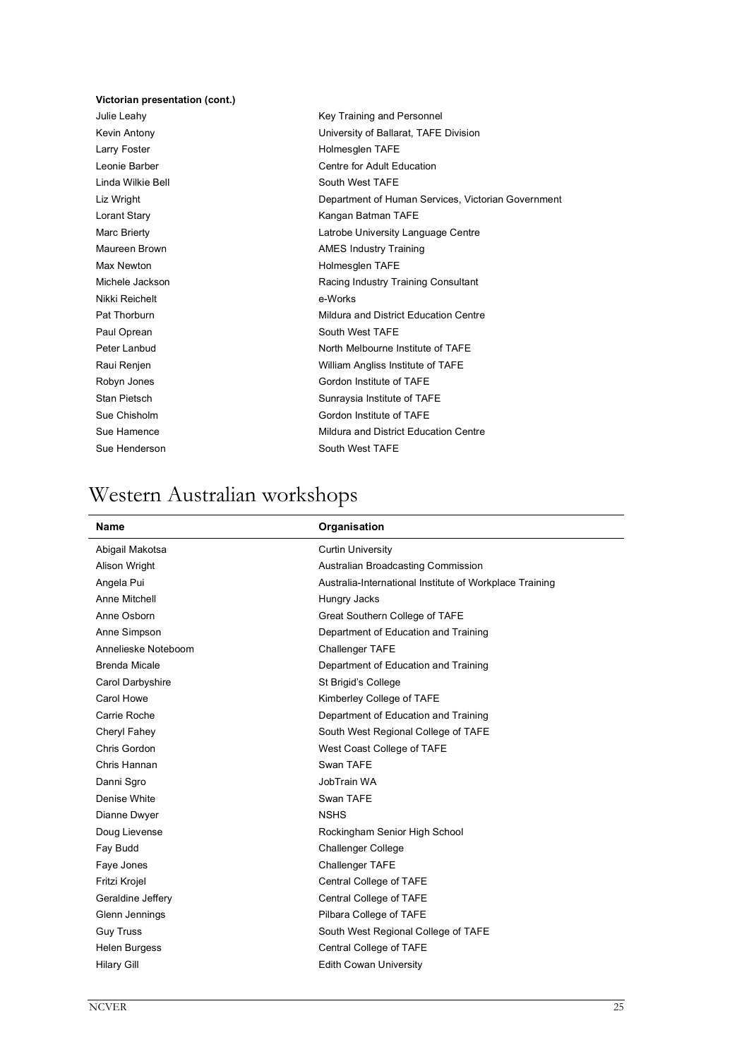**Victorian presentation (cont.)**

| | |
|---|---|
| Julie Leahy | Key Training and Personnel |
| Kevin Antony | University of Ballarat, TAFE Division |
| Larry Foster | Holmesglen TAFE |
| Leonie Barber | Centre for Adult Education |
| Linda Wilkie Bell | South West TAFE |
| Liz Wright | Department of Human Services, Victorian Government |
| Lorant Stary | Kangan Batman TAFE |
| Marc Brierty | Latrobe University Language Centre |
| Maureen Brown | AMES Industry Training |
| Max Newton | Holmesglen TAFE |
| Michele Jackson | Racing Industry Training Consultant |
| Nikki Reichelt | e-Works |
| Pat Thorburn | Mildura and District Education Centre |
| Paul Oprean | South West TAFE |
| Peter Lanbud | North Melbourne Institute of TAFE |
| Raui Renjen | William Angliss Institute of TAFE |
| Robyn Jones | Gordon Institute of TAFE |
| Stan Pietsch | Sunraysia Institute of TAFE |
| Sue Chisholm | Gordon Institute of TAFE |
| Sue Hamence | Mildura and District Education Centre |
| Sue Henderson | South West TAFE |

# Western Australian workshops

| Name | Organisation |
|---|---|
| Abigail Makotsa | Curtin University |
| Alison Wright | Australian Broadcasting Commission |
| Angela Pui | Australia-International Institute of Workplace Training |
| Anne Mitchell | Hungry Jacks |
| Anne Osborn | Great Southern College of TAFE |
| Anne Simpson | Department of Education and Training |
| Annelieske Noteboom | Challenger TAFE |
| Brenda Micale | Department of Education and Training |
| Carol Darbyshire | St Brigid's College |
| Carol Howe | Kimberley College of TAFE |
| Carrie Roche | Department of Education and Training |
| Cheryl Fahey | South West Regional College of TAFE |
| Chris Gordon | West Coast College of TAFE |
| Chris Hannan | Swan TAFE |
| Danni Sgro | JobTrain WA |
| Denise White | Swan TAFE |
| Dianne Dwyer | NSHS |
| Doug Lievense | Rockingham Senior High School |
| Fay Budd | Challenger College |
| Faye Jones | Challenger TAFE |
| Fritzi Krojel | Central College of TAFE |
| Geraldine Jeffery | Central College of TAFE |
| Glenn Jennings | Pilbara College of TAFE |
| Guy Truss | South West Regional College of TAFE |
| Helen Burgess | Central College of TAFE |
| Hilary Gill | Edith Cowan University |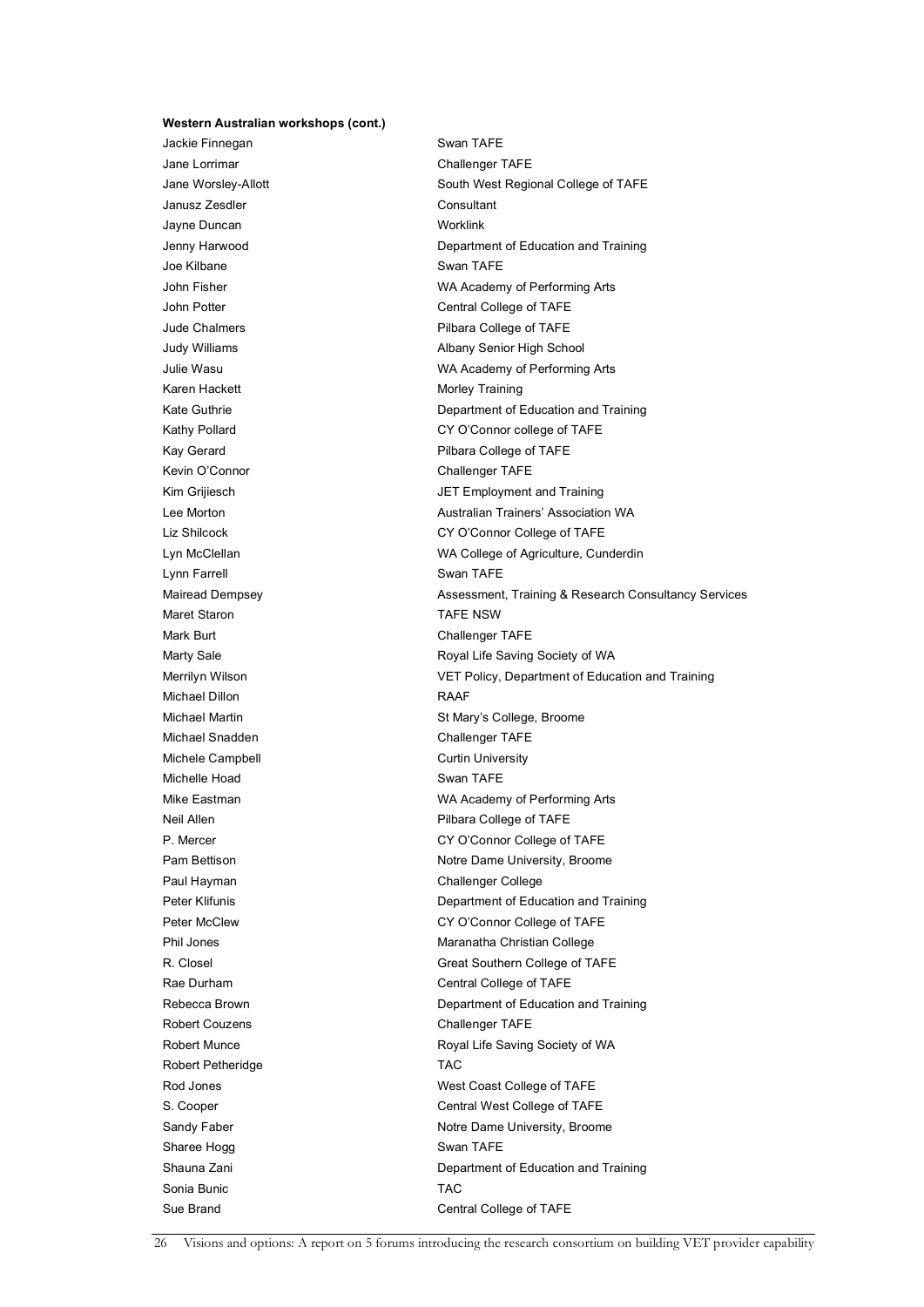**Western Australian workshops (cont.)**

| | |
|---|---|
| Jackie Finnegan | Swan TAFE |
| Jane Lorrimar | Challenger TAFE |
| Jane Worsley-Allott | South West Regional College of TAFE |
| Janusz Zesdler | Consultant |
| Jayne Duncan | Worklink |
| Jenny Harwood | Department of Education and Training |
| Joe Kilbane | Swan TAFE |
| John Fisher | WA Academy of Performing Arts |
| John Potter | Central College of TAFE |
| Jude Chalmers | Pilbara College of TAFE |
| Judy Williams | Albany Senior High School |
| Julie Wasu | WA Academy of Performing Arts |
| Karen Hackett | Morley Training |
| Kate Guthrie | Department of Education and Training |
| Kathy Pollard | CY O'Connor college of TAFE |
| Kay Gerard | Pilbara College of TAFE |
| Kevin O'Connor | Challenger TAFE |
| Kim Grijiesch | JET Employment and Training |
| Lee Morton | Australian Trainers' Association WA |
| Liz Shilcock | CY O'Connor College of TAFE |
| Lyn McClellan | WA College of Agriculture, Cunderdin |
| Lynn Farrell | Swan TAFE |
| Mairead Dempsey | Assessment, Training & Research Consultancy Services |
| Maret Staron | TAFE NSW |
| Mark Burt | Challenger TAFE |
| Marty Sale | Royal Life Saving Society of WA |
| Merrilyn Wilson | VET Policy, Department of Education and Training |
| Michael Dillon | RAAF |
| Michael Martin | St Mary's College, Broome |
| Michael Snadden | Challenger TAFE |
| Michele Campbell | Curtin University |
| Michelle Hoad | Swan TAFE |
| Mike Eastman | WA Academy of Performing Arts |
| Neil Allen | Pilbara College of TAFE |
| P. Mercer | CY O'Connor College of TAFE |
| Pam Bettison | Notre Dame University, Broome |
| Paul Hayman | Challenger College |
| Peter Klifunis | Department of Education and Training |
| Peter McClew | CY O'Connor College of TAFE |
| Phil Jones | Maranatha Christian College |
| R. Closel | Great Southern College of TAFE |
| Rae Durham | Central College of TAFE |
| Rebecca Brown | Department of Education and Training |
| Robert Couzens | Challenger TAFE |
| Robert Munce | Royal Life Saving Society of WA |
| Robert Petheridge | TAC |
| Rod Jones | West Coast College of TAFE |
| S. Cooper | Central West College of TAFE |
| Sandy Faber | Notre Dame University, Broome |
| Sharee Hogg | Swan TAFE |
| Shauna Zani | Department of Education and Training |
| Sonia Bunic | TAC |
| Sue Brand | Central College of TAFE |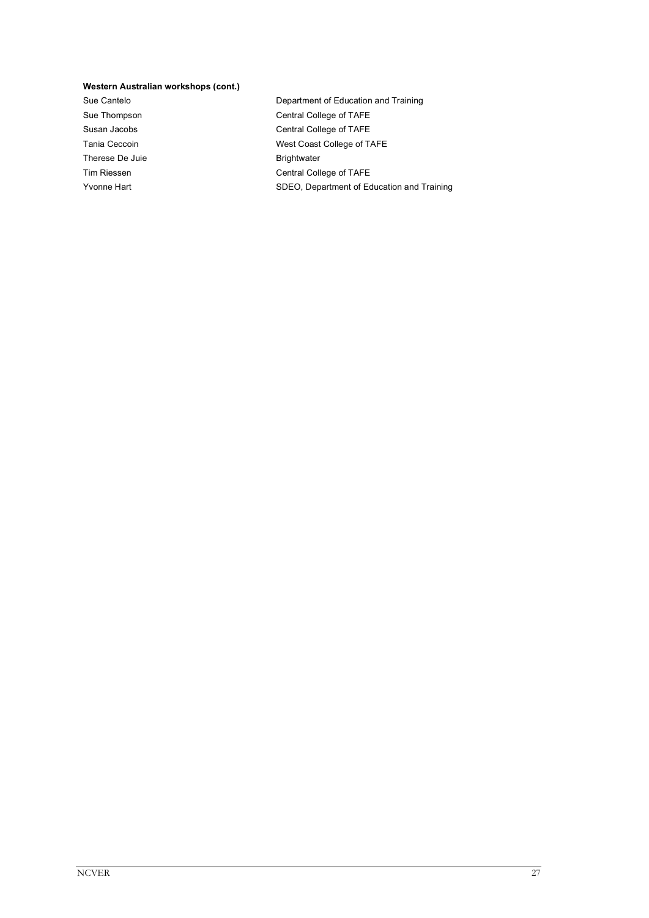**Western Australian workshops (cont.)**

| | |
|---|---|
| Sue Cantelo | Department of Education and Training |
| Sue Thompson | Central College of TAFE |
| Susan Jacobs | Central College of TAFE |
| Tania Ceccoin | West Coast College of TAFE |
| Therese De Juie | Brightwater |
| Tim Riessen | Central College of TAFE |
| Yvonne Hart | SDEO, Department of Education and Training |